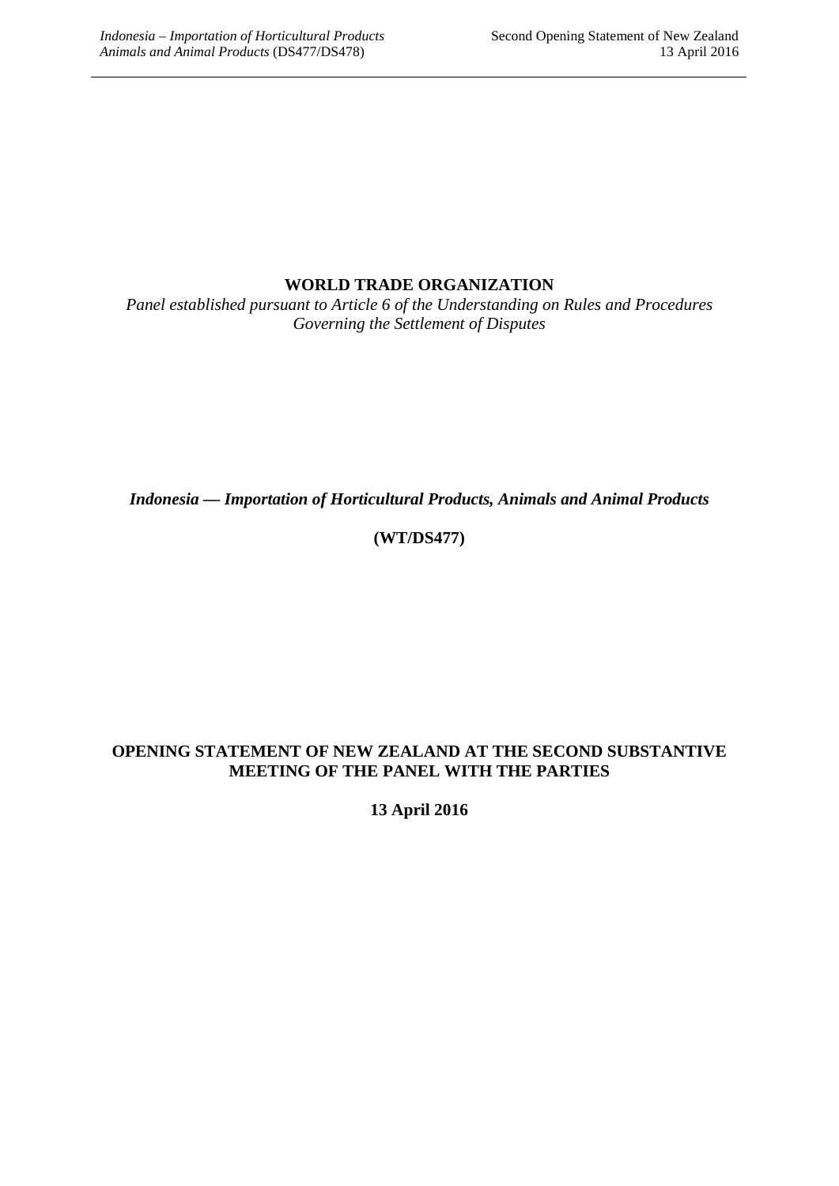**WORLD TRADE ORGANIZATION**

*Panel established pursuant to Article 6 of the Understanding on Rules and Procedures Governing the Settlement of Disputes*

***Indonesia — Importation of Horticultural Products, Animals and Animal Products***

**(WT/DS477)**

**OPENING STATEMENT OF NEW ZEALAND AT THE SECOND SUBSTANTIVE MEETING OF THE PANEL WITH THE PARTIES**

**13 April 2016**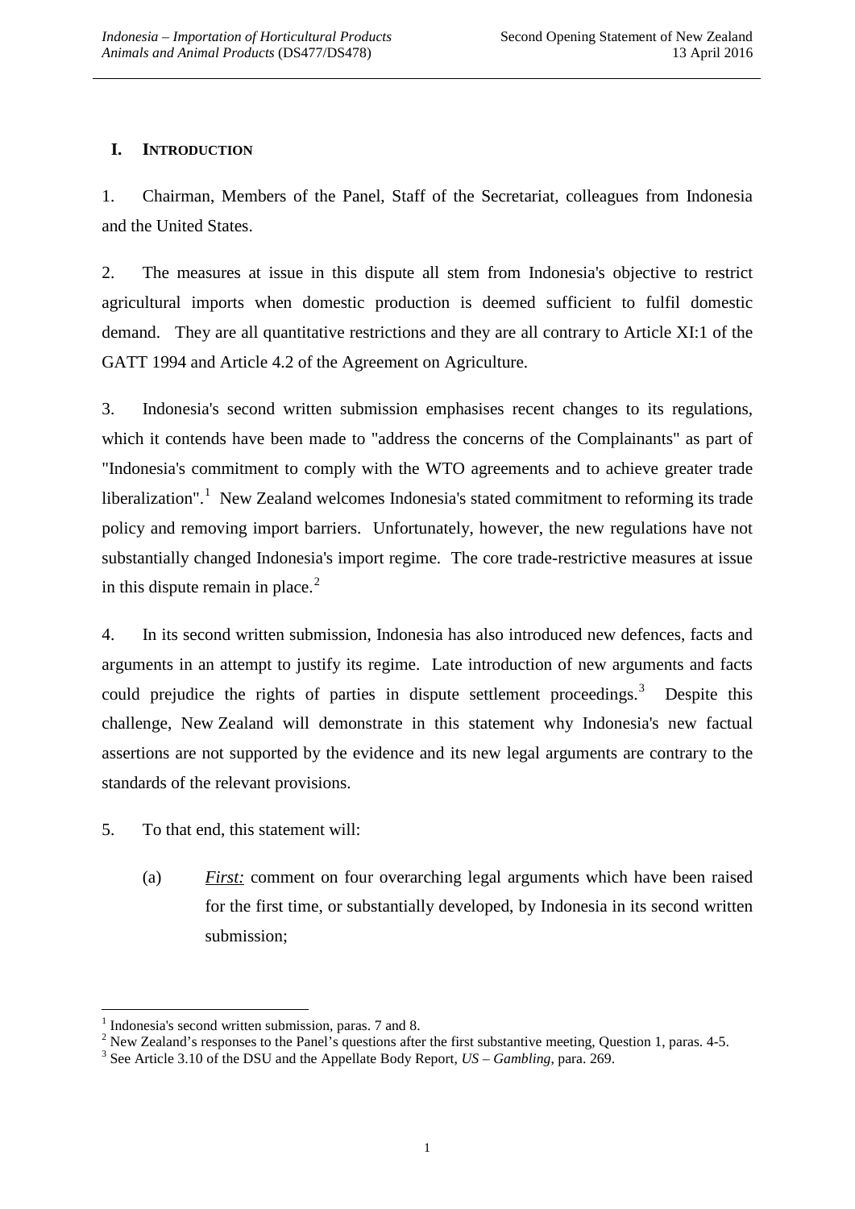## I. Introduction

1. Chairman, Members of the Panel, Staff of the Secretariat, colleagues from Indonesia and the United States.

2. The measures at issue in this dispute all stem from Indonesia's objective to restrict agricultural imports when domestic production is deemed sufficient to fulfil domestic demand. They are all quantitative restrictions and they are all contrary to Article XI:1 of the GATT 1994 and Article 4.2 of the Agreement on Agriculture.

3. Indonesia's second written submission emphasises recent changes to its regulations, which it contends have been made to "address the concerns of the Complainants" as part of "Indonesia's commitment to comply with the WTO agreements and to achieve greater trade liberalization".[1] New Zealand welcomes Indonesia's stated commitment to reforming its trade policy and removing import barriers. Unfortunately, however, the new regulations have not substantially changed Indonesia's import regime. The core trade-restrictive measures at issue in this dispute remain in place.[2]

4. In its second written submission, Indonesia has also introduced new defences, facts and arguments in an attempt to justify its regime. Late introduction of new arguments and facts could prejudice the rights of parties in dispute settlement proceedings.[3] Despite this challenge, New Zealand will demonstrate in this statement why Indonesia's new factual assertions are not supported by the evidence and its new legal arguments are contrary to the standards of the relevant provisions.

5. To that end, this statement will:

(a) *First:* comment on four overarching legal arguments which have been raised for the first time, or substantially developed, by Indonesia in its second written submission;

---

[1] Indonesia's second written submission, paras. 7 and 8.

[2] New Zealand's responses to the Panel's questions after the first substantive meeting, Question 1, paras. 4-5.

[3] See Article 3.10 of the DSU and the Appellate Body Report, *US – Gambling*, para. 269.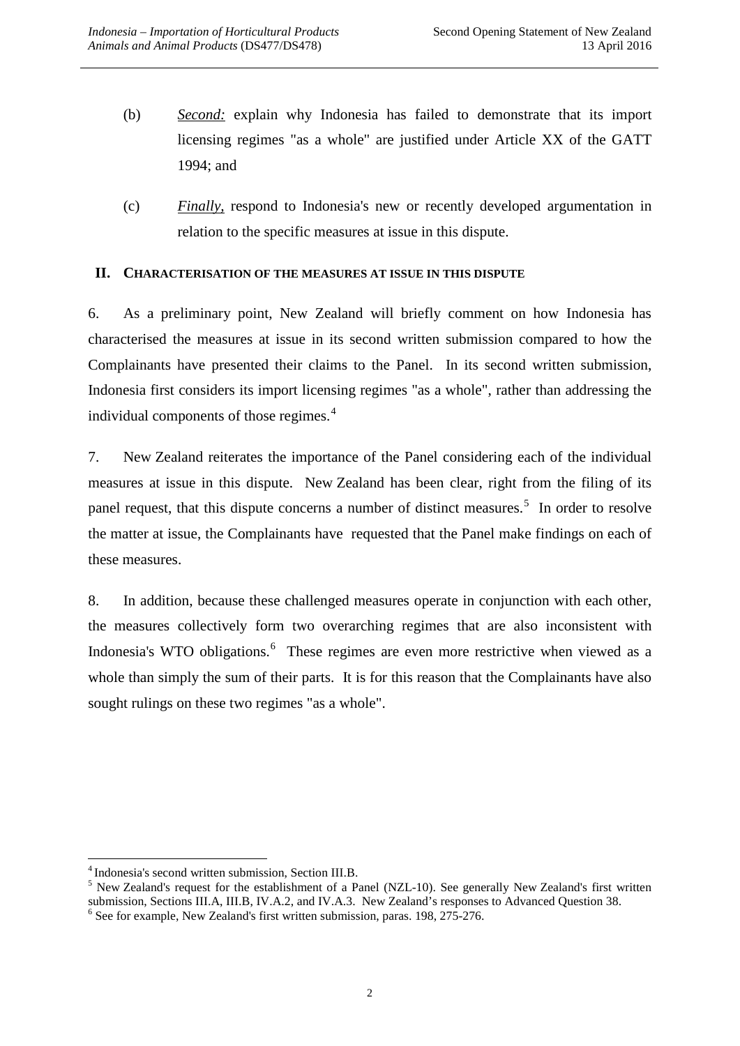(b) *Second:* explain why Indonesia has failed to demonstrate that its import licensing regimes "as a whole" are justified under Article XX of the GATT 1994; and

(c) *Finally,* respond to Indonesia's new or recently developed argumentation in relation to the specific measures at issue in this dispute.

## II. CHARACTERISATION OF THE MEASURES AT ISSUE IN THIS DISPUTE

6. As a preliminary point, New Zealand will briefly comment on how Indonesia has characterised the measures at issue in its second written submission compared to how the Complainants have presented their claims to the Panel. In its second written submission, Indonesia first considers its import licensing regimes "as a whole", rather than addressing the individual components of those regimes.[4]

7. New Zealand reiterates the importance of the Panel considering each of the individual measures at issue in this dispute. New Zealand has been clear, right from the filing of its panel request, that this dispute concerns a number of distinct measures.[5] In order to resolve the matter at issue, the Complainants have requested that the Panel make findings on each of these measures.

8. In addition, because these challenged measures operate in conjunction with each other, the measures collectively form two overarching regimes that are also inconsistent with Indonesia's WTO obligations.[6] These regimes are even more restrictive when viewed as a whole than simply the sum of their parts. It is for this reason that the Complainants have also sought rulings on these two regimes "as a whole".

---

[4] Indonesia's second written submission, Section III.B.

[5] New Zealand's request for the establishment of a Panel (NZL-10). See generally New Zealand's first written submission, Sections III.A, III.B, IV.A.2, and IV.A.3. New Zealand's responses to Advanced Question 38.

[6] See for example, New Zealand's first written submission, paras. 198, 275-276.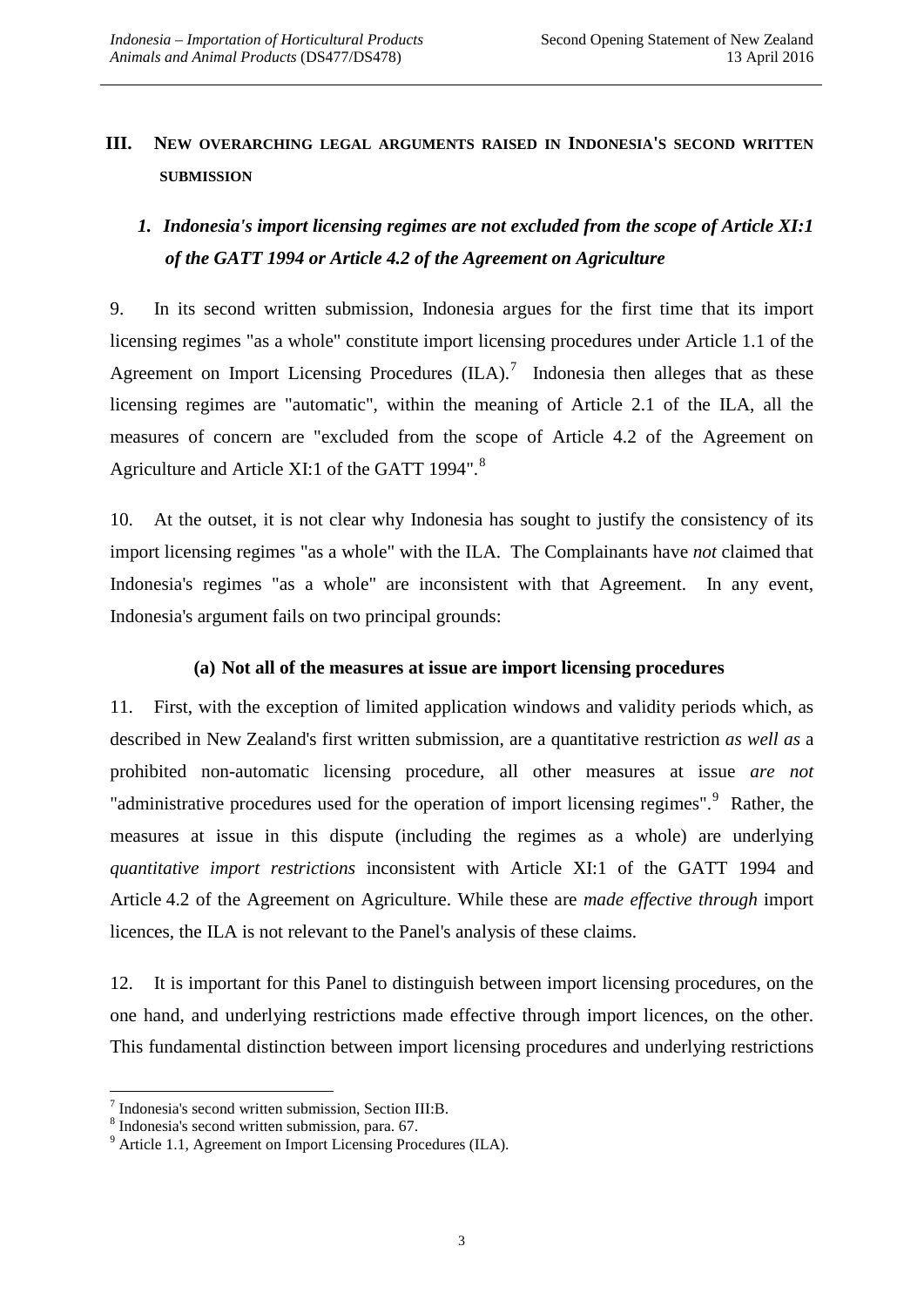## III. New overarching legal arguments raised in Indonesia's second written submission

### *1. Indonesia's import licensing regimes are not excluded from the scope of Article XI:1 of the GATT 1994 or Article 4.2 of the Agreement on Agriculture*

9. In its second written submission, Indonesia argues for the first time that its import licensing regimes "as a whole" constitute import licensing procedures under Article 1.1 of the Agreement on Import Licensing Procedures (ILA).[7] Indonesia then alleges that as these licensing regimes are "automatic", within the meaning of Article 2.1 of the ILA, all the measures of concern are "excluded from the scope of Article 4.2 of the Agreement on Agriculture and Article XI:1 of the GATT 1994".[8]

10. At the outset, it is not clear why Indonesia has sought to justify the consistency of its import licensing regimes "as a whole" with the ILA. The Complainants have *not* claimed that Indonesia's regimes "as a whole" are inconsistent with that Agreement. In any event, Indonesia's argument fails on two principal grounds:

**(a) Not all of the measures at issue are import licensing procedures**

11. First, with the exception of limited application windows and validity periods which, as described in New Zealand's first written submission, are a quantitative restriction *as well as* a prohibited non-automatic licensing procedure, all other measures at issue *are not* "administrative procedures used for the operation of import licensing regimes".[9] Rather, the measures at issue in this dispute (including the regimes as a whole) are underlying *quantitative import restrictions* inconsistent with Article XI:1 of the GATT 1994 and Article 4.2 of the Agreement on Agriculture. While these are *made effective through* import licences, the ILA is not relevant to the Panel's analysis of these claims.

12. It is important for this Panel to distinguish between import licensing procedures, on the one hand, and underlying restrictions made effective through import licences, on the other. This fundamental distinction between import licensing procedures and underlying restrictions

[7] Indonesia's second written submission, Section III:B.

[8] Indonesia's second written submission, para. 67.

[9] Article 1.1, Agreement on Import Licensing Procedures (ILA).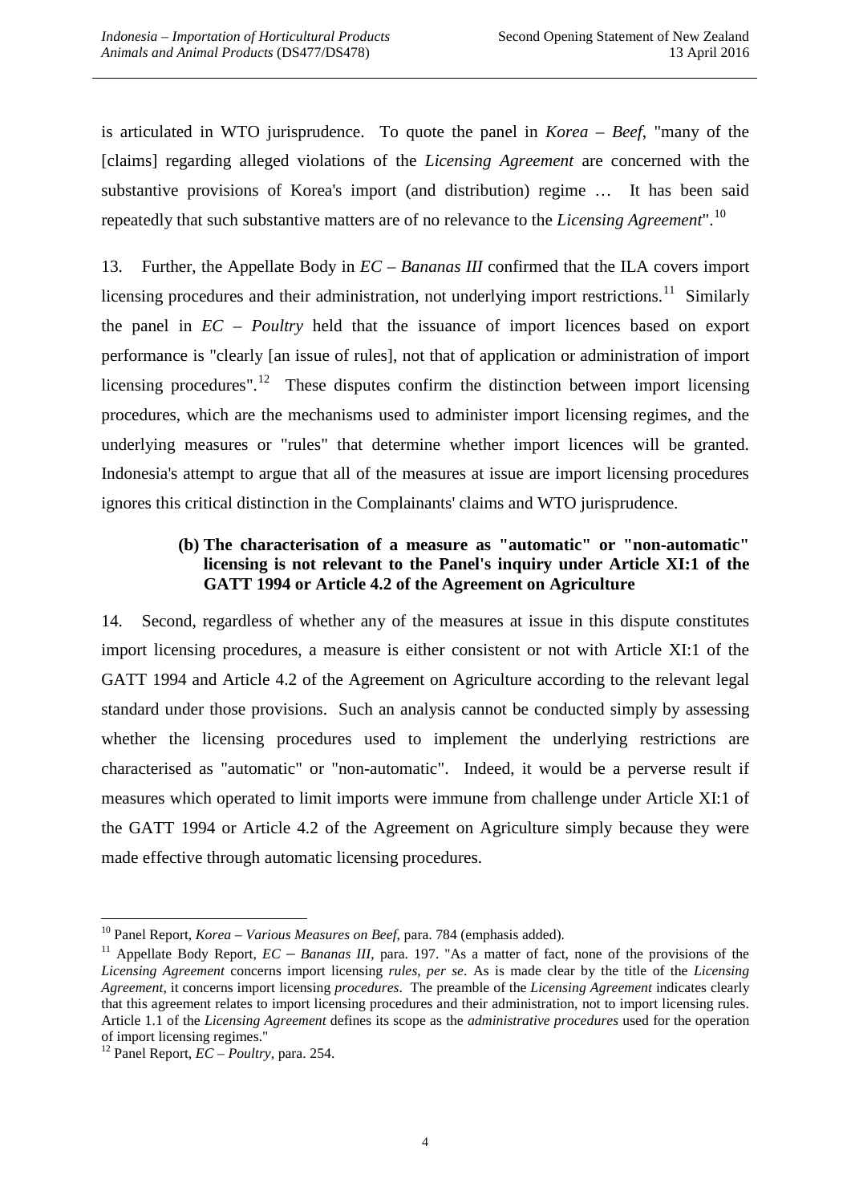is articulated in WTO jurisprudence. To quote the panel in *Korea – Beef*, "many of the [claims] regarding alleged violations of the *Licensing Agreement* are concerned with the substantive provisions of Korea's import (and distribution) regime … It has been said repeatedly that such substantive matters are of no relevance to the *Licensing Agreement*".[10]

13. Further, the Appellate Body in *EC – Bananas III* confirmed that the ILA covers import licensing procedures and their administration, not underlying import restrictions.[11] Similarly the panel in *EC – Poultry* held that the issuance of import licences based on export performance is "clearly [an issue of rules], not that of application or administration of import licensing procedures".[12] These disputes confirm the distinction between import licensing procedures, which are the mechanisms used to administer import licensing regimes, and the underlying measures or "rules" that determine whether import licences will be granted. Indonesia's attempt to argue that all of the measures at issue are import licensing procedures ignores this critical distinction in the Complainants' claims and WTO jurisprudence.

#### (b) The characterisation of a measure as "automatic" or "non-automatic" licensing is not relevant to the Panel's inquiry under Article XI:1 of the GATT 1994 or Article 4.2 of the Agreement on Agriculture

14. Second, regardless of whether any of the measures at issue in this dispute constitutes import licensing procedures, a measure is either consistent or not with Article XI:1 of the GATT 1994 and Article 4.2 of the Agreement on Agriculture according to the relevant legal standard under those provisions. Such an analysis cannot be conducted simply by assessing whether the licensing procedures used to implement the underlying restrictions are characterised as "automatic" or "non-automatic". Indeed, it would be a perverse result if measures which operated to limit imports were immune from challenge under Article XI:1 of the GATT 1994 or Article 4.2 of the Agreement on Agriculture simply because they were made effective through automatic licensing procedures.

---

[10] Panel Report, *Korea – Various Measures on Beef*, para. 784 (emphasis added).

[11] Appellate Body Report, *EC – Bananas III*, para. 197. "As a matter of fact, none of the provisions of the *Licensing Agreement* concerns import licensing *rules*, *per se*. As is made clear by the title of the *Licensing Agreement*, it concerns import licensing *procedures*. The preamble of the *Licensing Agreement* indicates clearly that this agreement relates to import licensing procedures and their administration, not to import licensing rules. Article 1.1 of the *Licensing Agreement* defines its scope as the *administrative procedures* used for the operation of import licensing regimes."

[12] Panel Report, *EC – Poultry*, para. 254.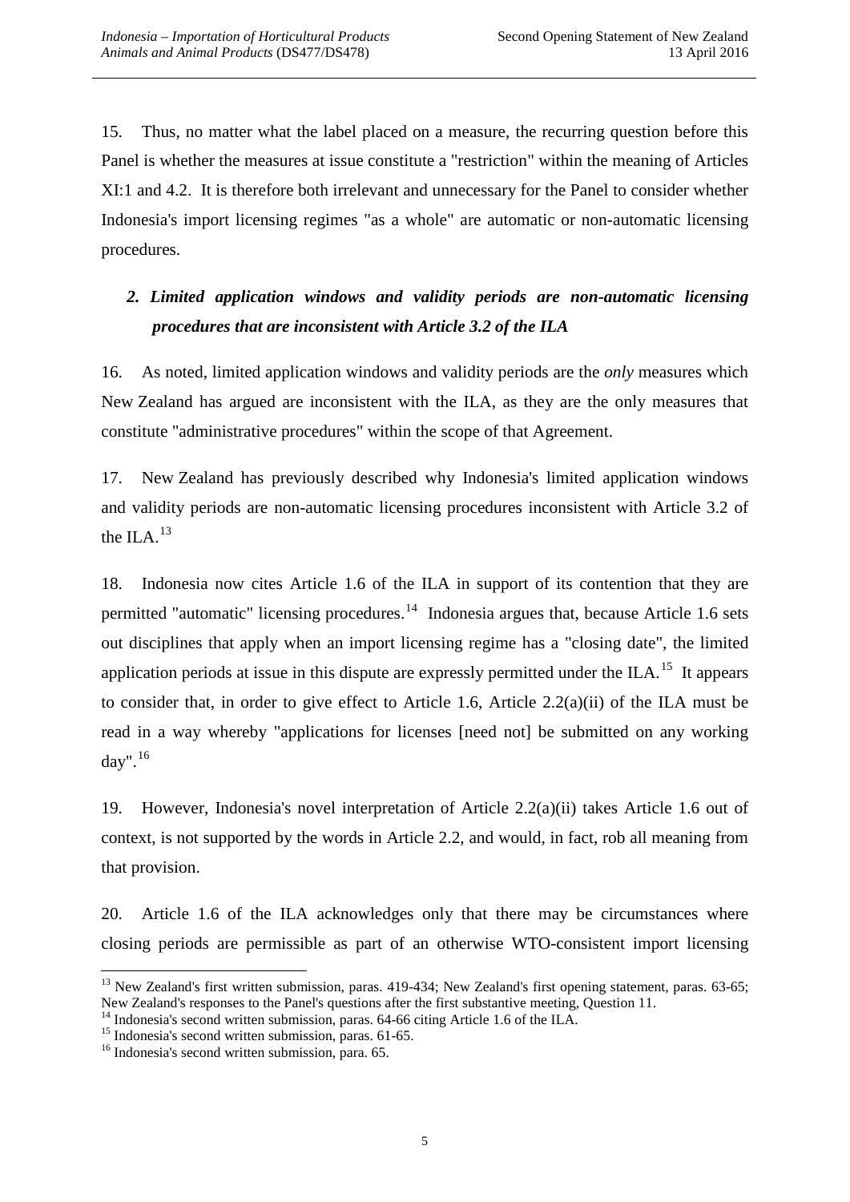15. Thus, no matter what the label placed on a measure, the recurring question before this Panel is whether the measures at issue constitute a "restriction" within the meaning of Articles XI:1 and 4.2. It is therefore both irrelevant and unnecessary for the Panel to consider whether Indonesia's import licensing regimes "as a whole" are automatic or non-automatic licensing procedures.

### *2. Limited application windows and validity periods are non-automatic licensing procedures that are inconsistent with Article 3.2 of the ILA*

16. As noted, limited application windows and validity periods are the *only* measures which New Zealand has argued are inconsistent with the ILA, as they are the only measures that constitute "administrative procedures" within the scope of that Agreement.

17. New Zealand has previously described why Indonesia's limited application windows and validity periods are non-automatic licensing procedures inconsistent with Article 3.2 of the ILA.[13]

18. Indonesia now cites Article 1.6 of the ILA in support of its contention that they are permitted "automatic" licensing procedures.[14] Indonesia argues that, because Article 1.6 sets out disciplines that apply when an import licensing regime has a "closing date", the limited application periods at issue in this dispute are expressly permitted under the ILA.[15] It appears to consider that, in order to give effect to Article 1.6, Article 2.2(a)(ii) of the ILA must be read in a way whereby "applications for licenses [need not] be submitted on any working day".[16]

19. However, Indonesia's novel interpretation of Article 2.2(a)(ii) takes Article 1.6 out of context, is not supported by the words in Article 2.2, and would, in fact, rob all meaning from that provision.

20. Article 1.6 of the ILA acknowledges only that there may be circumstances where closing periods are permissible as part of an otherwise WTO-consistent import licensing

---

[13] New Zealand's first written submission, paras. 419-434; New Zealand's first opening statement, paras. 63-65; New Zealand's responses to the Panel's questions after the first substantive meeting, Question 11.

[14] Indonesia's second written submission, paras. 64-66 citing Article 1.6 of the ILA.

[15] Indonesia's second written submission, paras. 61-65.

[16] Indonesia's second written submission, para. 65.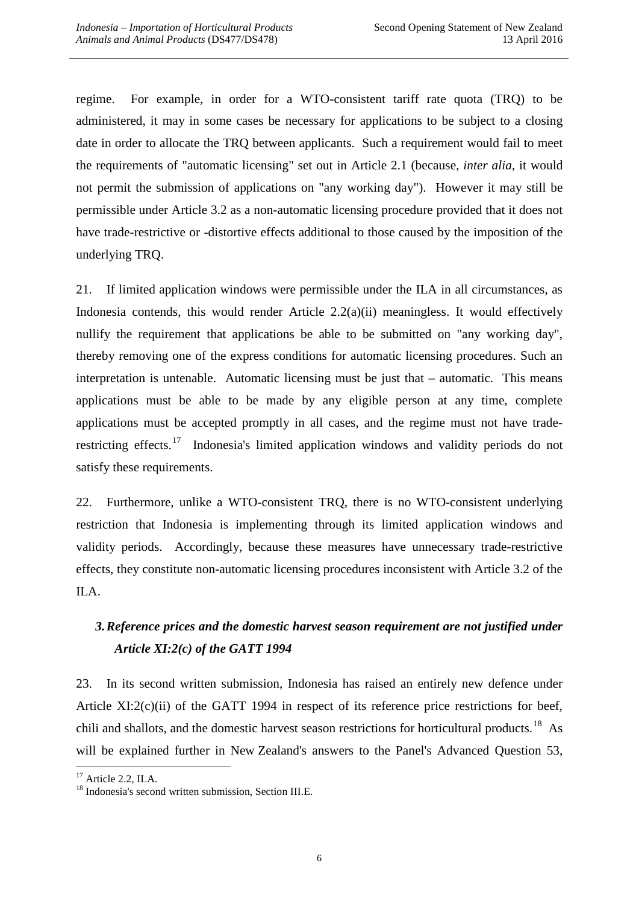regime. For example, in order for a WTO-consistent tariff rate quota (TRQ) to be administered, it may in some cases be necessary for applications to be subject to a closing date in order to allocate the TRQ between applicants. Such a requirement would fail to meet the requirements of "automatic licensing" set out in Article 2.1 (because, *inter alia*, it would not permit the submission of applications on "any working day"). However it may still be permissible under Article 3.2 as a non-automatic licensing procedure provided that it does not have trade-restrictive or -distortive effects additional to those caused by the imposition of the underlying TRQ.

21. If limited application windows were permissible under the ILA in all circumstances, as Indonesia contends, this would render Article 2.2(a)(ii) meaningless. It would effectively nullify the requirement that applications be able to be submitted on "any working day", thereby removing one of the express conditions for automatic licensing procedures. Such an interpretation is untenable. Automatic licensing must be just that – automatic. This means applications must be able to be made by any eligible person at any time, complete applications must be accepted promptly in all cases, and the regime must not have trade-restricting effects.[17] Indonesia's limited application windows and validity periods do not satisfy these requirements.

22. Furthermore, unlike a WTO-consistent TRQ, there is no WTO-consistent underlying restriction that Indonesia is implementing through its limited application windows and validity periods. Accordingly, because these measures have unnecessary trade-restrictive effects, they constitute non-automatic licensing procedures inconsistent with Article 3.2 of the ILA.

### *3. Reference prices and the domestic harvest season requirement are not justified under Article XI:2(c) of the GATT 1994*

23. In its second written submission, Indonesia has raised an entirely new defence under Article XI:2(c)(ii) of the GATT 1994 in respect of its reference price restrictions for beef, chili and shallots, and the domestic harvest season restrictions for horticultural products.[18] As will be explained further in New Zealand's answers to the Panel's Advanced Question 53,

---

[17] Article 2.2, ILA.

[18] Indonesia's second written submission, Section III.E.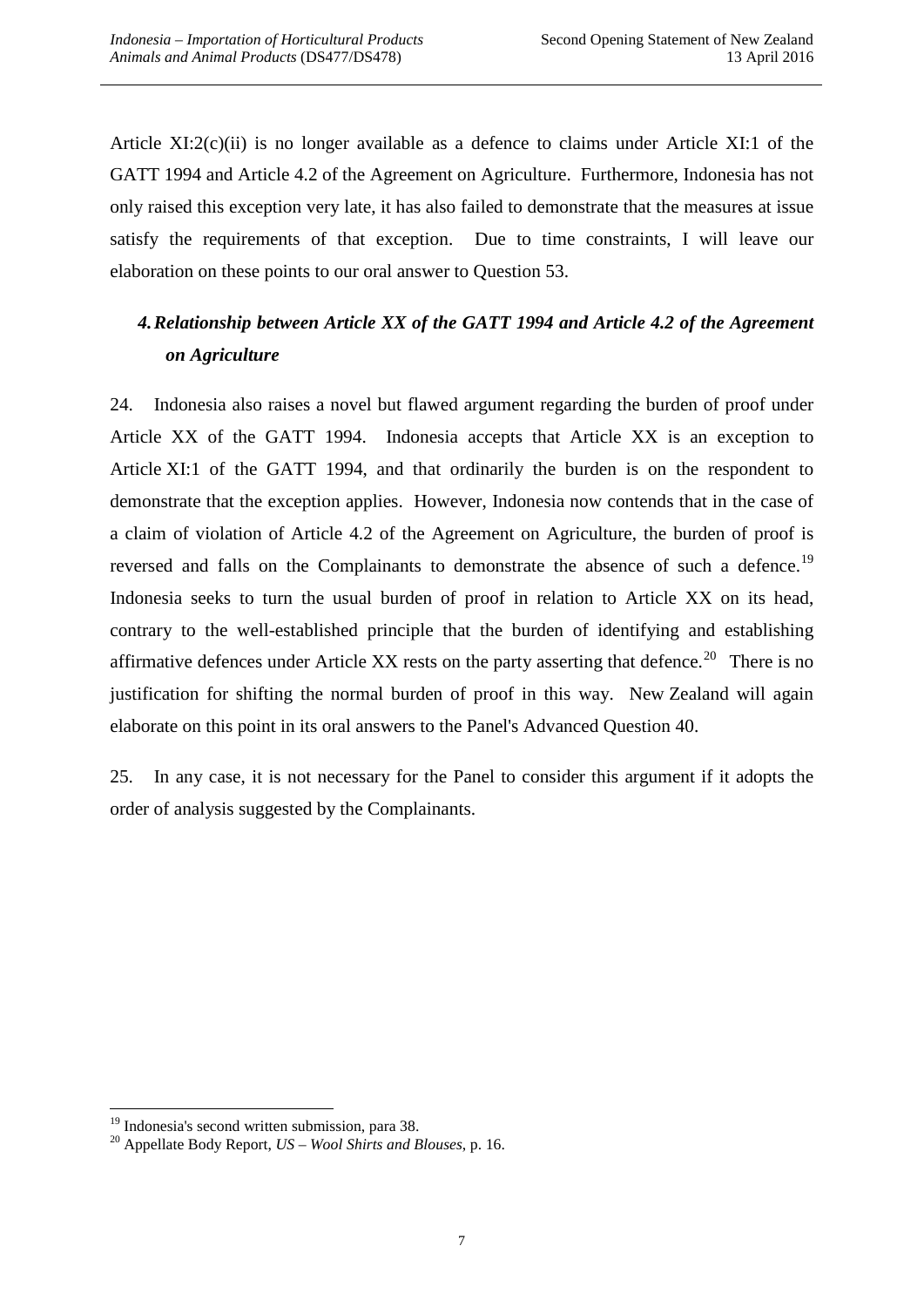Article XI:2(c)(ii) is no longer available as a defence to claims under Article XI:1 of the GATT 1994 and Article 4.2 of the Agreement on Agriculture. Furthermore, Indonesia has not only raised this exception very late, it has also failed to demonstrate that the measures at issue satisfy the requirements of that exception. Due to time constraints, I will leave our elaboration on these points to our oral answer to Question 53.

### *4. Relationship between Article XX of the GATT 1994 and Article 4.2 of the Agreement on Agriculture*

24. Indonesia also raises a novel but flawed argument regarding the burden of proof under Article XX of the GATT 1994. Indonesia accepts that Article XX is an exception to Article XI:1 of the GATT 1994, and that ordinarily the burden is on the respondent to demonstrate that the exception applies. However, Indonesia now contends that in the case of a claim of violation of Article 4.2 of the Agreement on Agriculture, the burden of proof is reversed and falls on the Complainants to demonstrate the absence of such a defence.[19] Indonesia seeks to turn the usual burden of proof in relation to Article XX on its head, contrary to the well-established principle that the burden of identifying and establishing affirmative defences under Article XX rests on the party asserting that defence.[20] There is no justification for shifting the normal burden of proof in this way. New Zealand will again elaborate on this point in its oral answers to the Panel's Advanced Question 40.

25. In any case, it is not necessary for the Panel to consider this argument if it adopts the order of analysis suggested by the Complainants.

---

[19] Indonesia's second written submission, para 38.

[20] Appellate Body Report, *US – Wool Shirts and Blouses*, p. 16.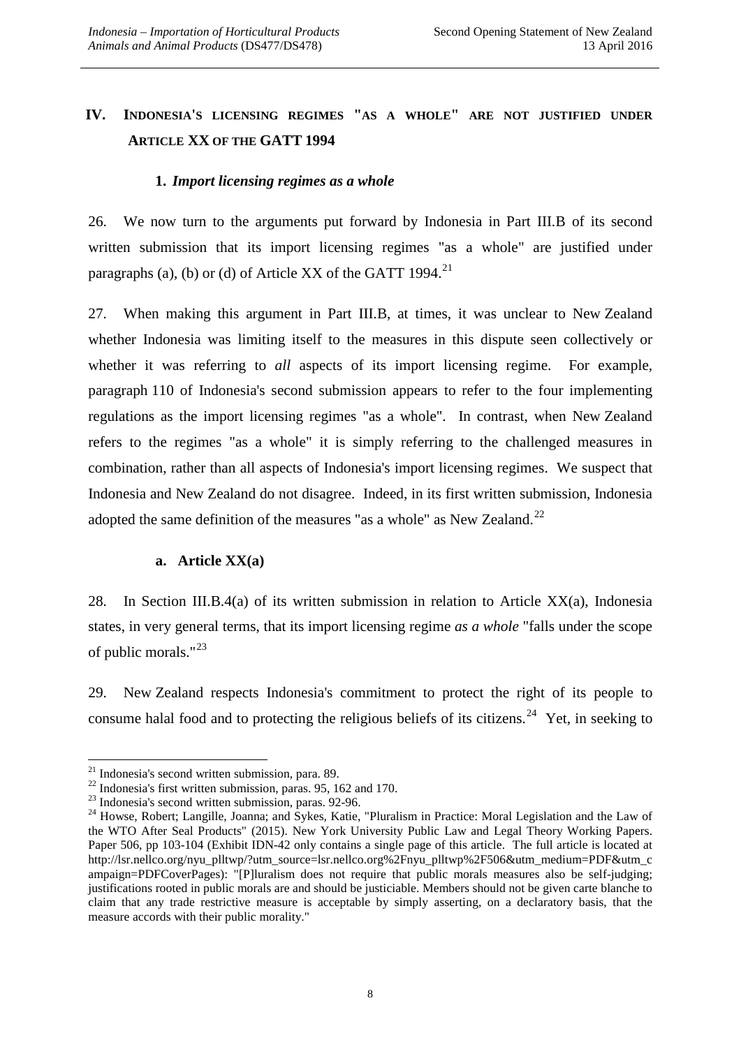## IV. Indonesia's licensing regimes "as a whole" are not justified under Article XX of the GATT 1994

### 1. *Import licensing regimes as a whole*

26. We now turn to the arguments put forward by Indonesia in Part III.B of its second written submission that its import licensing regimes "as a whole" are justified under paragraphs (a), (b) or (d) of Article XX of the GATT 1994.[21]

27. When making this argument in Part III.B, at times, it was unclear to New Zealand whether Indonesia was limiting itself to the measures in this dispute seen collectively or whether it was referring to *all* aspects of its import licensing regime. For example, paragraph 110 of Indonesia's second submission appears to refer to the four implementing regulations as the import licensing regimes "as a whole". In contrast, when New Zealand refers to the regimes "as a whole" it is simply referring to the challenged measures in combination, rather than all aspects of Indonesia's import licensing regimes. We suspect that Indonesia and New Zealand do not disagree. Indeed, in its first written submission, Indonesia adopted the same definition of the measures "as a whole" as New Zealand.[22]

#### a. Article XX(a)

28. In Section III.B.4(a) of its written submission in relation to Article XX(a), Indonesia states, in very general terms, that its import licensing regime *as a whole* "falls under the scope of public morals."[23]

29. New Zealand respects Indonesia's commitment to protect the right of its people to consume halal food and to protecting the religious beliefs of its citizens.[24] Yet, in seeking to

---

[21] Indonesia's second written submission, para. 89.

[22] Indonesia's first written submission, paras. 95, 162 and 170.

[23] Indonesia's second written submission, paras. 92-96.

[24] Howse, Robert; Langille, Joanna; and Sykes, Katie, "Pluralism in Practice: Moral Legislation and the Law of the WTO After Seal Products" (2015). New York University Public Law and Legal Theory Working Papers. Paper 506, pp 103-104 (Exhibit IDN-42 only contains a single page of this article. The full article is located at http://lsr.nellco.org/nyu_plltwp/?utm_source=lsr.nellco.org%2Fnyu_plltwp%2F506&utm_medium=PDF&utm_campaign=PDFCoverPages): "[P]luralism does not require that public morals measures also be self-judging; justifications rooted in public morals are and should be justiciable. Members should not be given carte blanche to claim that any trade restrictive measure is acceptable by simply asserting, on a declaratory basis, that the measure accords with their public morality."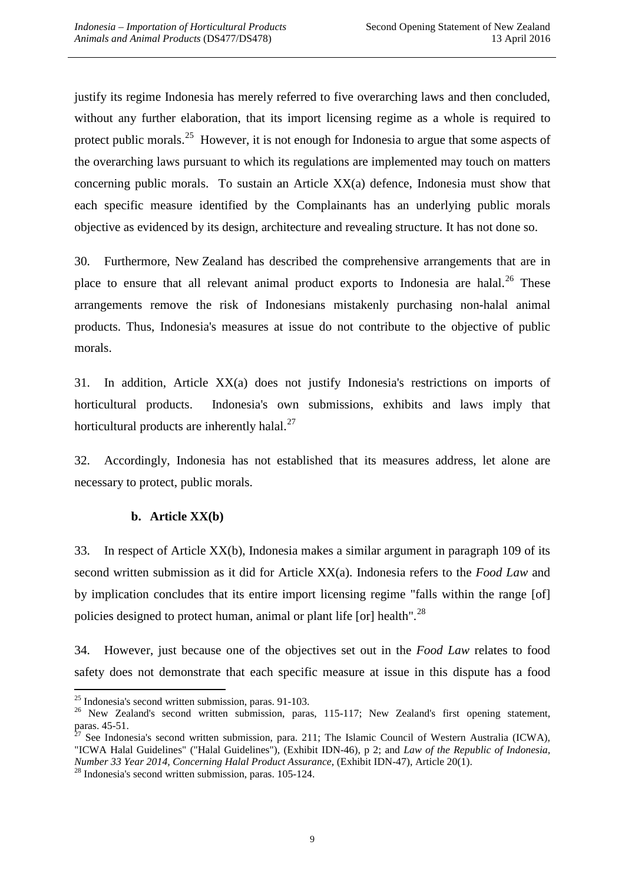justify its regime Indonesia has merely referred to five overarching laws and then concluded, without any further elaboration, that its import licensing regime as a whole is required to protect public morals.[25] However, it is not enough for Indonesia to argue that some aspects of the overarching laws pursuant to which its regulations are implemented may touch on matters concerning public morals. To sustain an Article XX(a) defence, Indonesia must show that each specific measure identified by the Complainants has an underlying public morals objective as evidenced by its design, architecture and revealing structure. It has not done so.

30. Furthermore, New Zealand has described the comprehensive arrangements that are in place to ensure that all relevant animal product exports to Indonesia are halal.[26] These arrangements remove the risk of Indonesians mistakenly purchasing non-halal animal products. Thus, Indonesia's measures at issue do not contribute to the objective of public morals.

31. In addition, Article XX(a) does not justify Indonesia's restrictions on imports of horticultural products. Indonesia's own submissions, exhibits and laws imply that horticultural products are inherently halal.[27]

32. Accordingly, Indonesia has not established that its measures address, let alone are necessary to protect, public morals.

**b. Article XX(b)**

33. In respect of Article XX(b), Indonesia makes a similar argument in paragraph 109 of its second written submission as it did for Article XX(a). Indonesia refers to the *Food Law* and by implication concludes that its entire import licensing regime "falls within the range [of] policies designed to protect human, animal or plant life [or] health".[28]

34. However, just because one of the objectives set out in the *Food Law* relates to food safety does not demonstrate that each specific measure at issue in this dispute has a food

---

[25] Indonesia's second written submission, paras. 91-103.

[26] New Zealand's second written submission, paras, 115-117; New Zealand's first opening statement, paras. 45-51.

[27] See Indonesia's second written submission, para. 211; The Islamic Council of Western Australia (ICWA), "ICWA Halal Guidelines" ("Halal Guidelines"), (Exhibit IDN-46), p 2; and *Law of the Republic of Indonesia, Number 33 Year 2014, Concerning Halal Product Assurance*, (Exhibit IDN-47), Article 20(1).

[28] Indonesia's second written submission, paras. 105-124.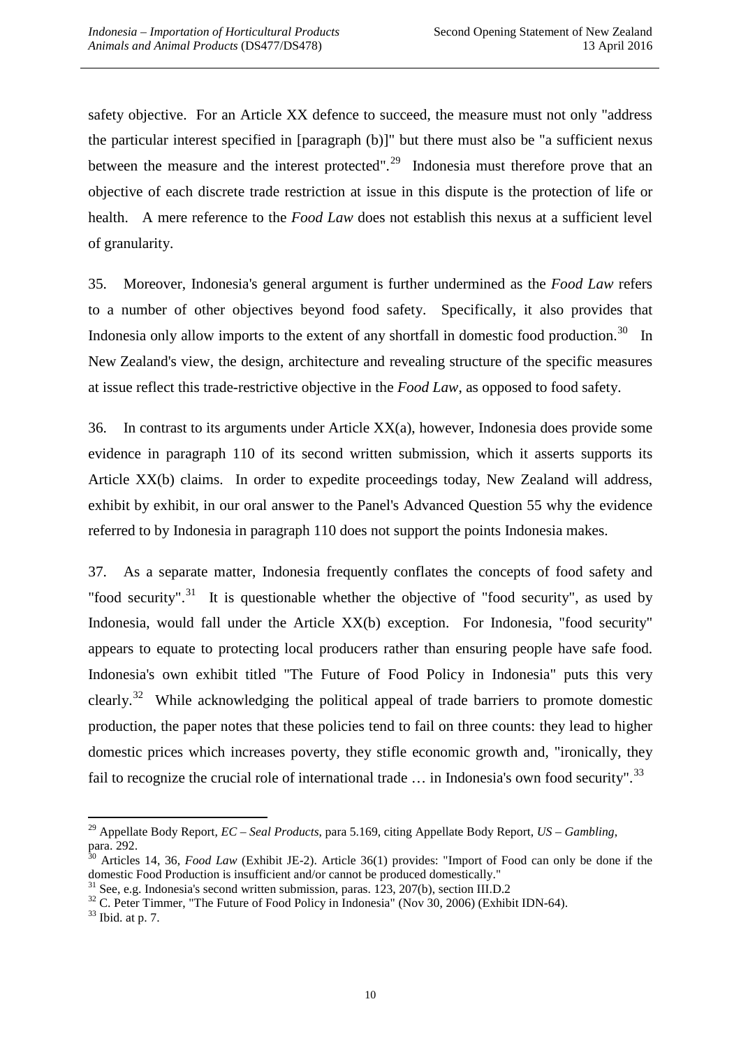safety objective. For an Article XX defence to succeed, the measure must not only "address the particular interest specified in [paragraph (b)]" but there must also be "a sufficient nexus between the measure and the interest protected".[29] Indonesia must therefore prove that an objective of each discrete trade restriction at issue in this dispute is the protection of life or health. A mere reference to the *Food Law* does not establish this nexus at a sufficient level of granularity.

35. Moreover, Indonesia's general argument is further undermined as the *Food Law* refers to a number of other objectives beyond food safety. Specifically, it also provides that Indonesia only allow imports to the extent of any shortfall in domestic food production.[30] In New Zealand's view, the design, architecture and revealing structure of the specific measures at issue reflect this trade-restrictive objective in the *Food Law*, as opposed to food safety.

36. In contrast to its arguments under Article XX(a), however, Indonesia does provide some evidence in paragraph 110 of its second written submission, which it asserts supports its Article XX(b) claims. In order to expedite proceedings today, New Zealand will address, exhibit by exhibit, in our oral answer to the Panel's Advanced Question 55 why the evidence referred to by Indonesia in paragraph 110 does not support the points Indonesia makes.

37. As a separate matter, Indonesia frequently conflates the concepts of food safety and "food security".[31] It is questionable whether the objective of "food security", as used by Indonesia, would fall under the Article XX(b) exception. For Indonesia, "food security" appears to equate to protecting local producers rather than ensuring people have safe food. Indonesia's own exhibit titled "The Future of Food Policy in Indonesia" puts this very clearly.[32] While acknowledging the political appeal of trade barriers to promote domestic production, the paper notes that these policies tend to fail on three counts: they lead to higher domestic prices which increases poverty, they stifle economic growth and, "ironically, they fail to recognize the crucial role of international trade … in Indonesia's own food security".[33]

---

[29] Appellate Body Report, *EC – Seal Products*, para 5.169, citing Appellate Body Report, *US – Gambling*, para. 292.

[30] Articles 14, 36, *Food Law* (Exhibit JE-2). Article 36(1) provides: "Import of Food can only be done if the domestic Food Production is insufficient and/or cannot be produced domestically."

[31] See, e.g. Indonesia's second written submission, paras. 123, 207(b), section III.D.2

[32] C. Peter Timmer, "The Future of Food Policy in Indonesia" (Nov 30, 2006) (Exhibit IDN-64).

[33] Ibid. at p. 7.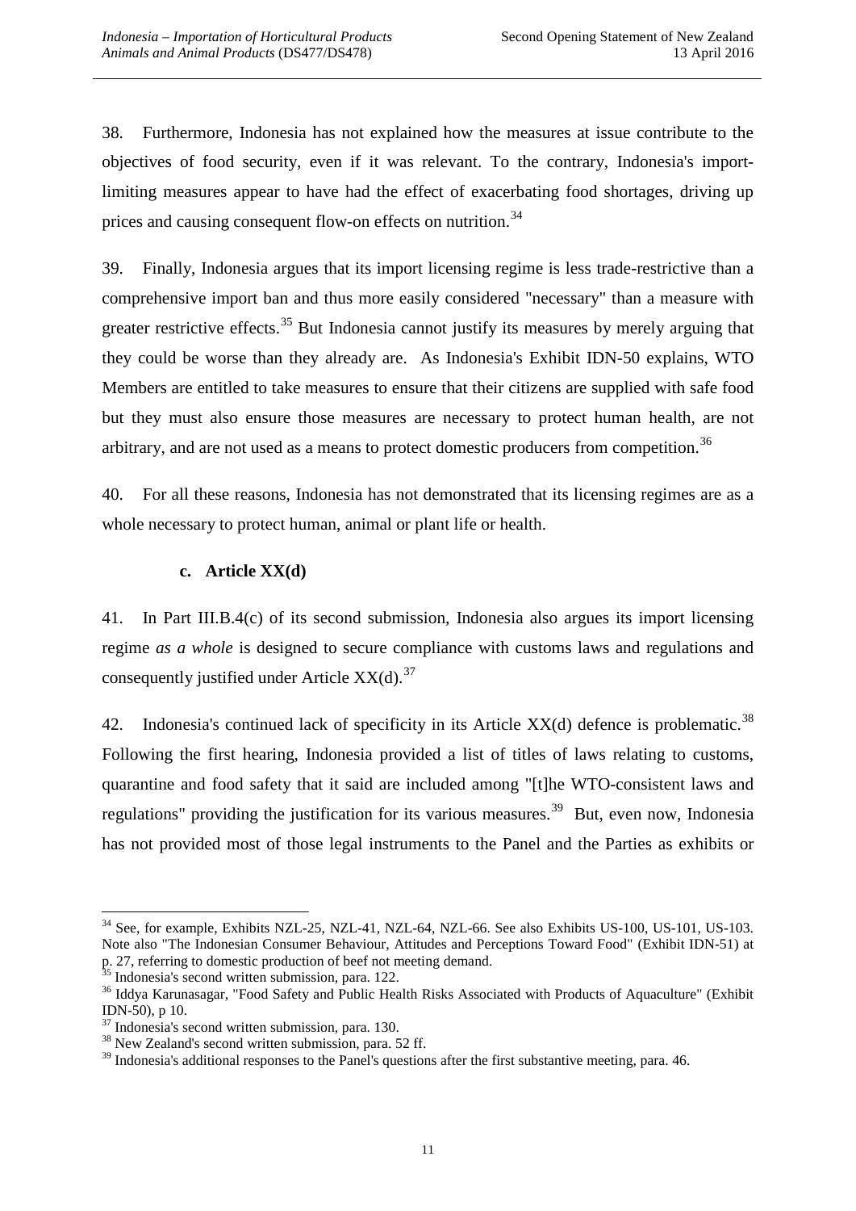38. Furthermore, Indonesia has not explained how the measures at issue contribute to the objectives of food security, even if it was relevant. To the contrary, Indonesia's import-limiting measures appear to have had the effect of exacerbating food shortages, driving up prices and causing consequent flow-on effects on nutrition.[34]

39. Finally, Indonesia argues that its import licensing regime is less trade-restrictive than a comprehensive import ban and thus more easily considered "necessary" than a measure with greater restrictive effects.[35] But Indonesia cannot justify its measures by merely arguing that they could be worse than they already are. As Indonesia's Exhibit IDN-50 explains, WTO Members are entitled to take measures to ensure that their citizens are supplied with safe food but they must also ensure those measures are necessary to protect human health, are not arbitrary, and are not used as a means to protect domestic producers from competition.[36]

40. For all these reasons, Indonesia has not demonstrated that its licensing regimes are as a whole necessary to protect human, animal or plant life or health.

#### c. Article XX(d)

41. In Part III.B.4(c) of its second submission, Indonesia also argues its import licensing regime *as a whole* is designed to secure compliance with customs laws and regulations and consequently justified under Article XX(d).[37]

42. Indonesia's continued lack of specificity in its Article XX(d) defence is problematic.[38] Following the first hearing, Indonesia provided a list of titles of laws relating to customs, quarantine and food safety that it said are included among "[t]he WTO-consistent laws and regulations" providing the justification for its various measures.[39] But, even now, Indonesia has not provided most of those legal instruments to the Panel and the Parties as exhibits or

---

[34] See, for example, Exhibits NZL-25, NZL-41, NZL-64, NZL-66. See also Exhibits US-100, US-101, US-103. Note also "The Indonesian Consumer Behaviour, Attitudes and Perceptions Toward Food" (Exhibit IDN-51) at p. 27, referring to domestic production of beef not meeting demand.

[35] Indonesia's second written submission, para. 122.

[36] Iddya Karunasagar, "Food Safety and Public Health Risks Associated with Products of Aquaculture" (Exhibit IDN-50), p 10.

[37] Indonesia's second written submission, para. 130.

[38] New Zealand's second written submission, para. 52 ff.

[39] Indonesia's additional responses to the Panel's questions after the first substantive meeting, para. 46.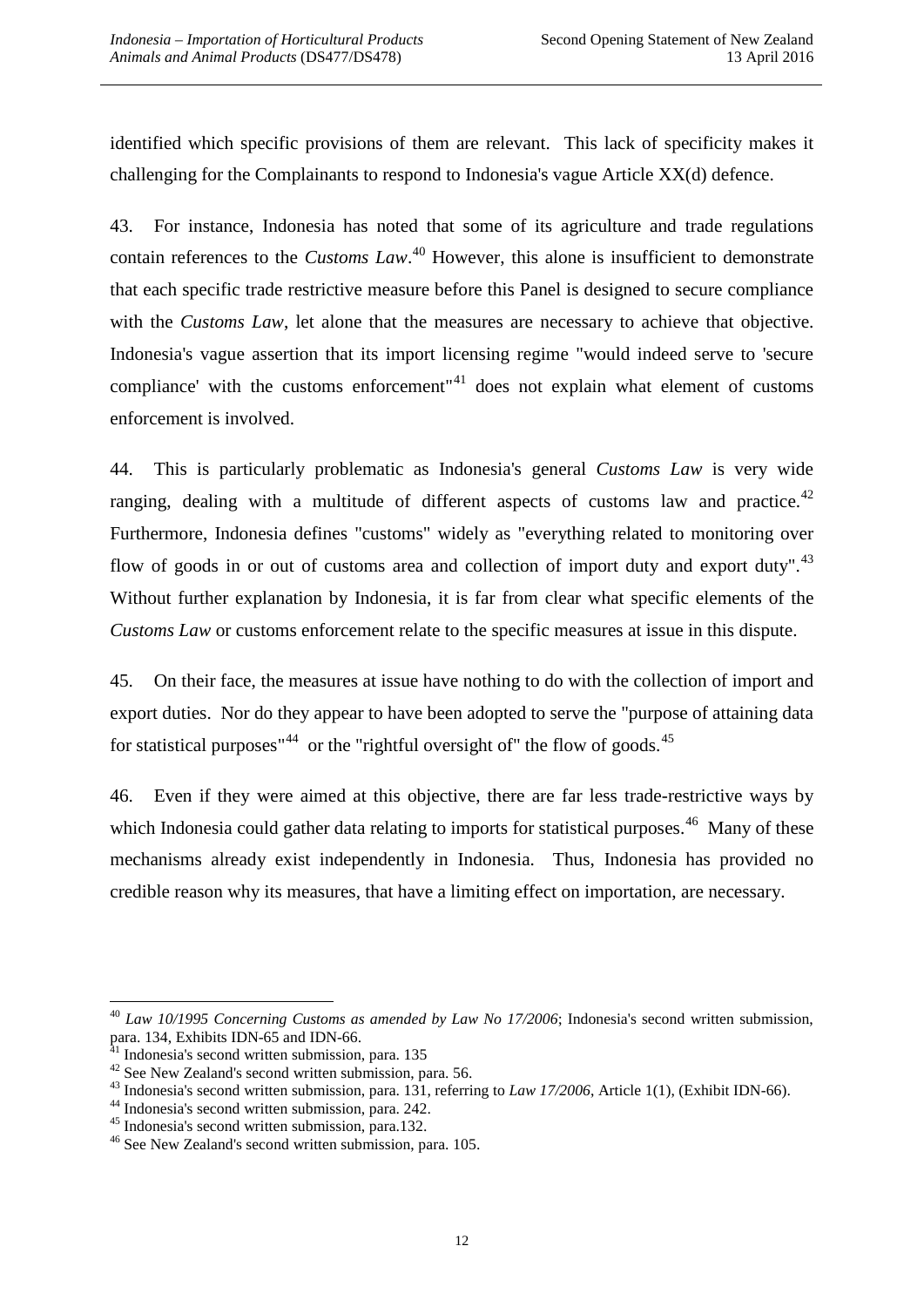identified which specific provisions of them are relevant. This lack of specificity makes it challenging for the Complainants to respond to Indonesia's vague Article XX(d) defence.

43. For instance, Indonesia has noted that some of its agriculture and trade regulations contain references to the *Customs Law*.[40] However, this alone is insufficient to demonstrate that each specific trade restrictive measure before this Panel is designed to secure compliance with the *Customs Law*, let alone that the measures are necessary to achieve that objective. Indonesia's vague assertion that its import licensing regime "would indeed serve to 'secure compliance' with the customs enforcement"[41] does not explain what element of customs enforcement is involved.

44. This is particularly problematic as Indonesia's general *Customs Law* is very wide ranging, dealing with a multitude of different aspects of customs law and practice.[42] Furthermore, Indonesia defines "customs" widely as "everything related to monitoring over flow of goods in or out of customs area and collection of import duty and export duty".[43] Without further explanation by Indonesia, it is far from clear what specific elements of the *Customs Law* or customs enforcement relate to the specific measures at issue in this dispute.

45. On their face, the measures at issue have nothing to do with the collection of import and export duties. Nor do they appear to have been adopted to serve the "purpose of attaining data for statistical purposes"[44] or the "rightful oversight of" the flow of goods.[45]

46. Even if they were aimed at this objective, there are far less trade-restrictive ways by which Indonesia could gather data relating to imports for statistical purposes.[46] Many of these mechanisms already exist independently in Indonesia. Thus, Indonesia has provided no credible reason why its measures, that have a limiting effect on importation, are necessary.

---

[40] *Law 10/1995 Concerning Customs as amended by Law No 17/2006*; Indonesia's second written submission, para. 134, Exhibits IDN-65 and IDN-66.

[41] Indonesia's second written submission, para. 135

[42] See New Zealand's second written submission, para. 56.

[43] Indonesia's second written submission, para. 131, referring to *Law 17/2006*, Article 1(1), (Exhibit IDN-66).

[44] Indonesia's second written submission, para. 242.

[45] Indonesia's second written submission, para.132.

[46] See New Zealand's second written submission, para. 105.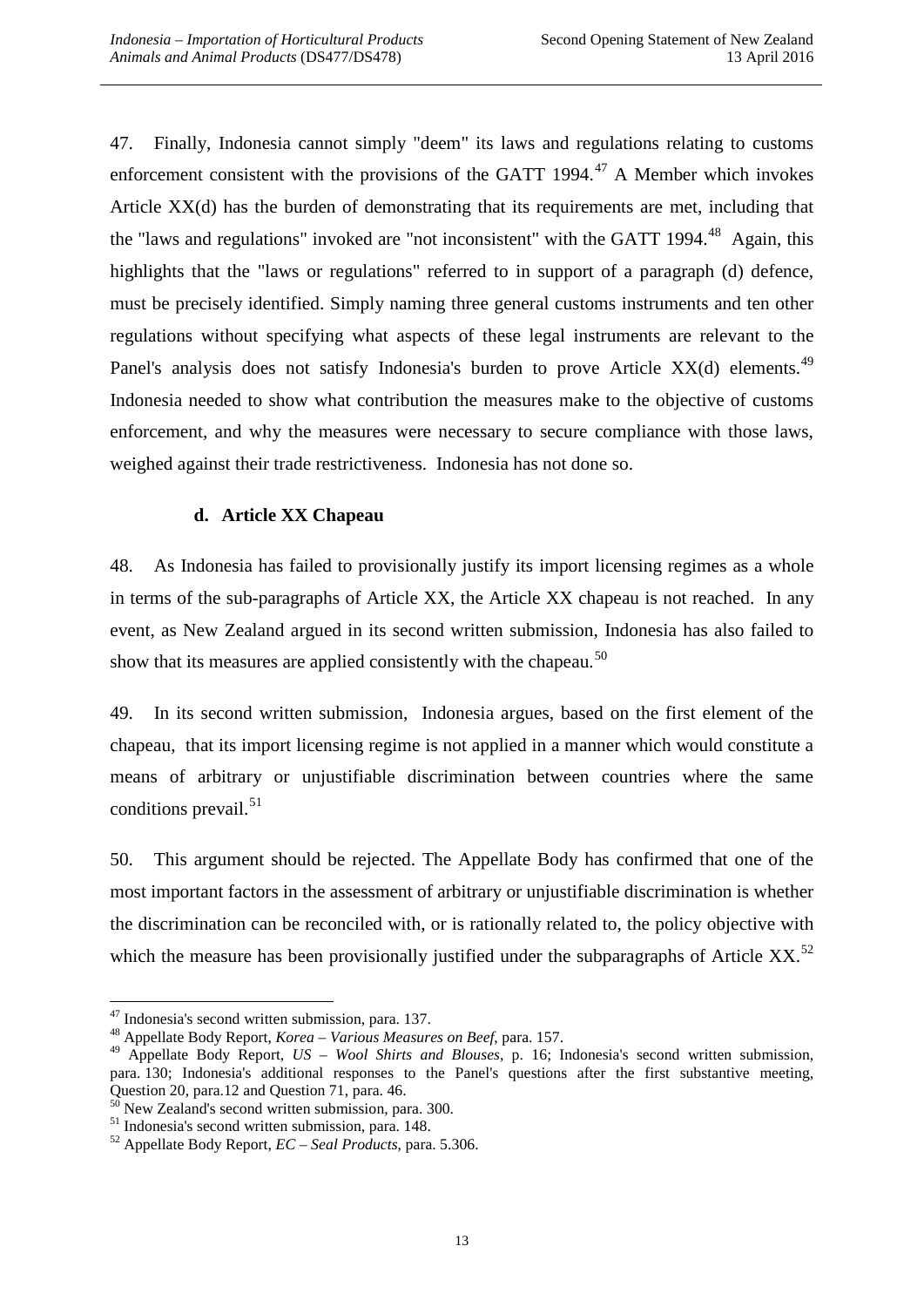47. Finally, Indonesia cannot simply "deem" its laws and regulations relating to customs enforcement consistent with the provisions of the GATT 1994.[47] A Member which invokes Article XX(d) has the burden of demonstrating that its requirements are met, including that the "laws and regulations" invoked are "not inconsistent" with the GATT 1994.[48] Again, this highlights that the "laws or regulations" referred to in support of a paragraph (d) defence, must be precisely identified. Simply naming three general customs instruments and ten other regulations without specifying what aspects of these legal instruments are relevant to the Panel's analysis does not satisfy Indonesia's burden to prove Article XX(d) elements.[49] Indonesia needed to show what contribution the measures make to the objective of customs enforcement, and why the measures were necessary to secure compliance with those laws, weighed against their trade restrictiveness. Indonesia has not done so.

### d. Article XX Chapeau

48. As Indonesia has failed to provisionally justify its import licensing regimes as a whole in terms of the sub-paragraphs of Article XX, the Article XX chapeau is not reached. In any event, as New Zealand argued in its second written submission, Indonesia has also failed to show that its measures are applied consistently with the chapeau.[50]

49. In its second written submission, Indonesia argues, based on the first element of the chapeau, that its import licensing regime is not applied in a manner which would constitute a means of arbitrary or unjustifiable discrimination between countries where the same conditions prevail.[51]

50. This argument should be rejected. The Appellate Body has confirmed that one of the most important factors in the assessment of arbitrary or unjustifiable discrimination is whether the discrimination can be reconciled with, or is rationally related to, the policy objective with which the measure has been provisionally justified under the subparagraphs of Article XX.[52]

---

[47] Indonesia's second written submission, para. 137.

[48] Appellate Body Report, *Korea – Various Measures on Beef*, para. 157.

[49] Appellate Body Report, *US – Wool Shirts and Blouses*, p. 16; Indonesia's second written submission, para. 130; Indonesia's additional responses to the Panel's questions after the first substantive meeting, Question 20, para.12 and Question 71, para. 46.

[50] New Zealand's second written submission, para. 300.

[51] Indonesia's second written submission, para. 148.

[52] Appellate Body Report, *EC – Seal Products*, para. 5.306.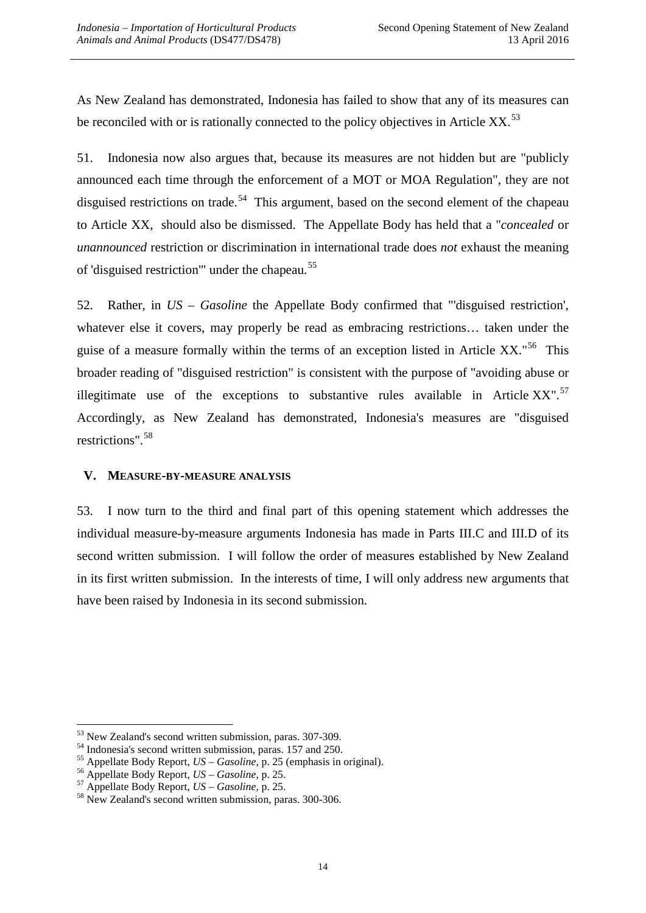As New Zealand has demonstrated, Indonesia has failed to show that any of its measures can be reconciled with or is rationally connected to the policy objectives in Article XX.[53]

51. Indonesia now also argues that, because its measures are not hidden but are "publicly announced each time through the enforcement of a MOT or MOA Regulation", they are not disguised restrictions on trade.[54] This argument, based on the second element of the chapeau to Article XX, should also be dismissed. The Appellate Body has held that a "*concealed* or *unannounced* restriction or discrimination in international trade does *not* exhaust the meaning of 'disguised restriction'" under the chapeau.[55]

52. Rather, in *US – Gasoline* the Appellate Body confirmed that "'disguised restriction', whatever else it covers, may properly be read as embracing restrictions… taken under the guise of a measure formally within the terms of an exception listed in Article XX."[56] This broader reading of "disguised restriction" is consistent with the purpose of "avoiding abuse or illegitimate use of the exceptions to substantive rules available in Article XX".[57] Accordingly, as New Zealand has demonstrated, Indonesia's measures are "disguised restrictions".[58]

## V. MEASURE-BY-MEASURE ANALYSIS

53. I now turn to the third and final part of this opening statement which addresses the individual measure-by-measure arguments Indonesia has made in Parts III.C and III.D of its second written submission. I will follow the order of measures established by New Zealand in its first written submission. In the interests of time, I will only address new arguments that have been raised by Indonesia in its second submission.

---

[53] New Zealand's second written submission, paras. 307-309.

[54] Indonesia's second written submission, paras. 157 and 250.

[55] Appellate Body Report, *US – Gasoline*, p. 25 (emphasis in original).

[56] Appellate Body Report, *US – Gasoline*, p. 25.

[57] Appellate Body Report, *US – Gasoline*, p. 25.

[58] New Zealand's second written submission, paras. 300-306.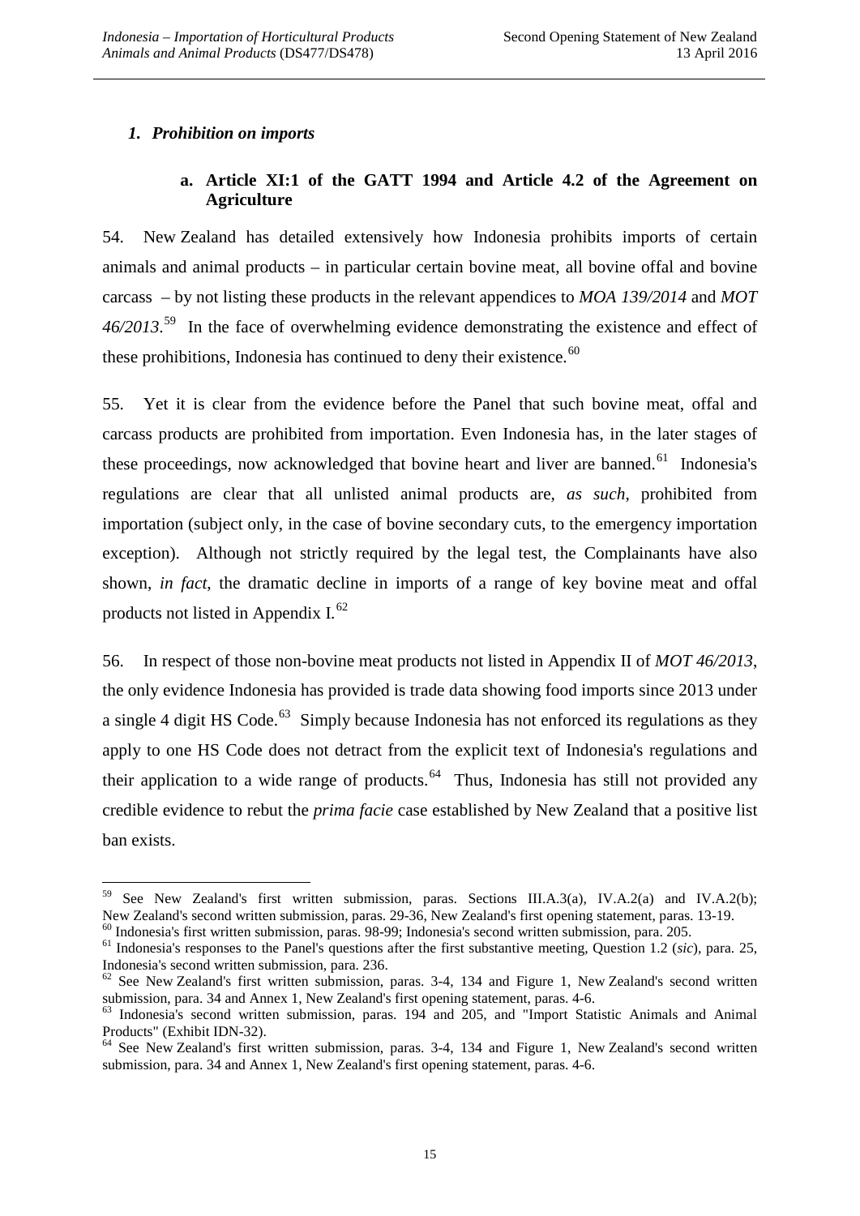### *1. Prohibition on imports*

#### a. Article XI:1 of the GATT 1994 and Article 4.2 of the Agreement on Agriculture

54. New Zealand has detailed extensively how Indonesia prohibits imports of certain animals and animal products – in particular certain bovine meat, all bovine offal and bovine carcass – by not listing these products in the relevant appendices to *MOA 139/2014* and *MOT 46/2013*.[59] In the face of overwhelming evidence demonstrating the existence and effect of these prohibitions, Indonesia has continued to deny their existence.[60]

55. Yet it is clear from the evidence before the Panel that such bovine meat, offal and carcass products are prohibited from importation. Even Indonesia has, in the later stages of these proceedings, now acknowledged that bovine heart and liver are banned.[61] Indonesia's regulations are clear that all unlisted animal products are, *as such*, prohibited from importation (subject only, in the case of bovine secondary cuts, to the emergency importation exception). Although not strictly required by the legal test, the Complainants have also shown, *in fact*, the dramatic decline in imports of a range of key bovine meat and offal products not listed in Appendix I.[62]

56. In respect of those non-bovine meat products not listed in Appendix II of *MOT 46/2013*, the only evidence Indonesia has provided is trade data showing food imports since 2013 under a single 4 digit HS Code.[63] Simply because Indonesia has not enforced its regulations as they apply to one HS Code does not detract from the explicit text of Indonesia's regulations and their application to a wide range of products.[64] Thus, Indonesia has still not provided any credible evidence to rebut the *prima facie* case established by New Zealand that a positive list ban exists.

---

[59] See New Zealand's first written submission, paras. Sections III.A.3(a), IV.A.2(a) and IV.A.2(b); New Zealand's second written submission, paras. 29-36, New Zealand's first opening statement, paras. 13-19.

[60] Indonesia's first written submission, paras. 98-99; Indonesia's second written submission, para. 205.

[61] Indonesia's responses to the Panel's questions after the first substantive meeting, Question 1.2 (*sic*), para. 25, Indonesia's second written submission, para. 236.

[62] See New Zealand's first written submission, paras. 3-4, 134 and Figure 1, New Zealand's second written submission, para. 34 and Annex 1, New Zealand's first opening statement, paras. 4-6.

[63] Indonesia's second written submission, paras. 194 and 205, and "Import Statistic Animals and Animal Products" (Exhibit IDN-32).

[64] See New Zealand's first written submission, paras. 3-4, 134 and Figure 1, New Zealand's second written submission, para. 34 and Annex 1, New Zealand's first opening statement, paras. 4-6.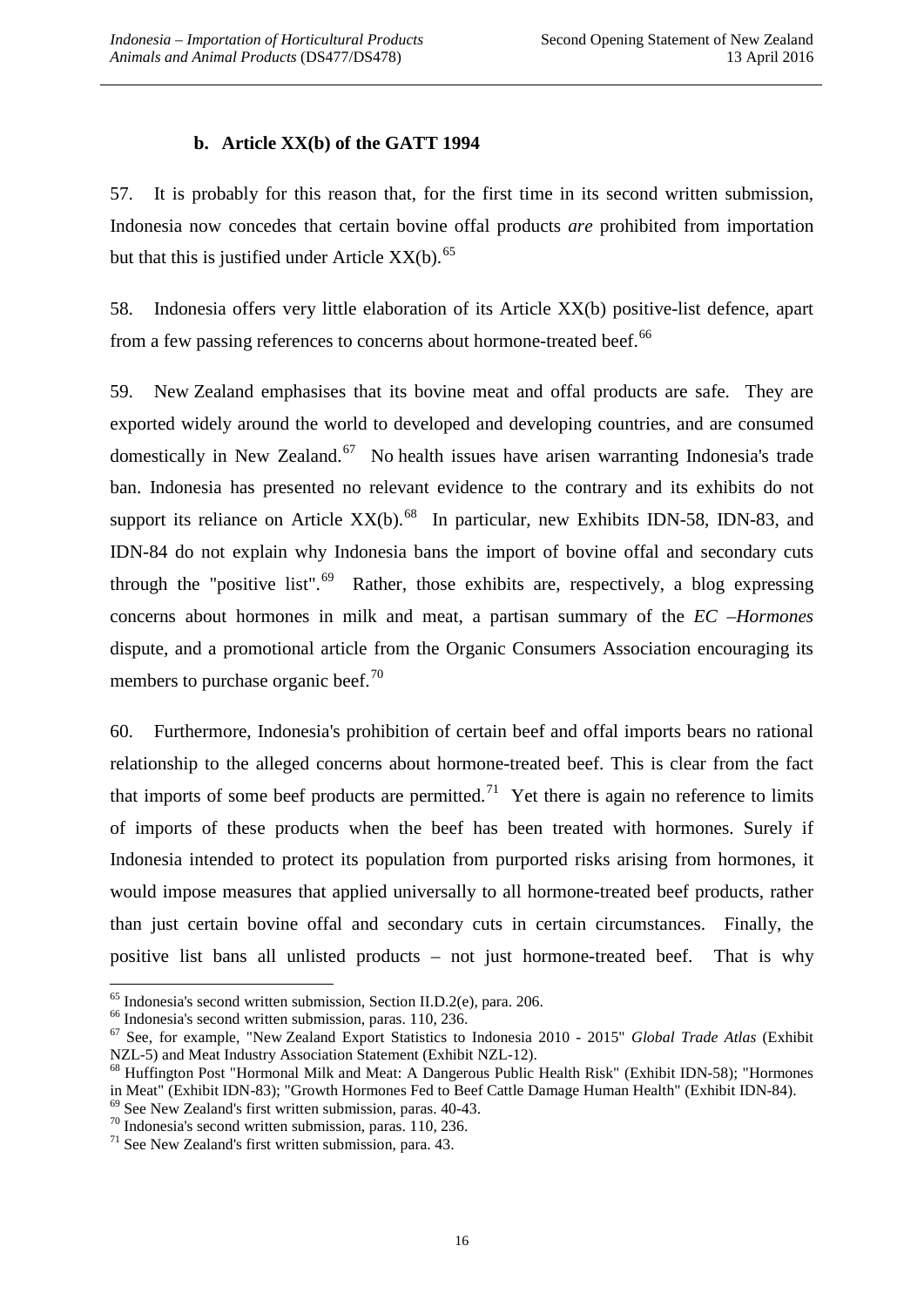### b. Article XX(b) of the GATT 1994

57. It is probably for this reason that, for the first time in its second written submission, Indonesia now concedes that certain bovine offal products *are* prohibited from importation but that this is justified under Article XX(b).[65]

58. Indonesia offers very little elaboration of its Article XX(b) positive-list defence, apart from a few passing references to concerns about hormone-treated beef.[66]

59. New Zealand emphasises that its bovine meat and offal products are safe. They are exported widely around the world to developed and developing countries, and are consumed domestically in New Zealand.[67] No health issues have arisen warranting Indonesia's trade ban. Indonesia has presented no relevant evidence to the contrary and its exhibits do not support its reliance on Article XX(b).[68] In particular, new Exhibits IDN-58, IDN-83, and IDN-84 do not explain why Indonesia bans the import of bovine offal and secondary cuts through the "positive list".[69] Rather, those exhibits are, respectively, a blog expressing concerns about hormones in milk and meat, a partisan summary of the *EC –Hormones* dispute, and a promotional article from the Organic Consumers Association encouraging its members to purchase organic beef.[70]

60. Furthermore, Indonesia's prohibition of certain beef and offal imports bears no rational relationship to the alleged concerns about hormone-treated beef. This is clear from the fact that imports of some beef products are permitted.[71] Yet there is again no reference to limits of imports of these products when the beef has been treated with hormones. Surely if Indonesia intended to protect its population from purported risks arising from hormones, it would impose measures that applied universally to all hormone-treated beef products, rather than just certain bovine offal and secondary cuts in certain circumstances. Finally, the positive list bans all unlisted products – not just hormone-treated beef. That is why

---

[65] Indonesia's second written submission, Section II.D.2(e), para. 206.

[66] Indonesia's second written submission, paras. 110, 236.

[67] See, for example, "New Zealand Export Statistics to Indonesia 2010 - 2015" *Global Trade Atlas* (Exhibit NZL-5) and Meat Industry Association Statement (Exhibit NZL-12).

[68] Huffington Post "Hormonal Milk and Meat: A Dangerous Public Health Risk" (Exhibit IDN-58); "Hormones in Meat" (Exhibit IDN-83); "Growth Hormones Fed to Beef Cattle Damage Human Health" (Exhibit IDN-84).

[69] See New Zealand's first written submission, paras. 40-43.

[70] Indonesia's second written submission, paras. 110, 236.

[71] See New Zealand's first written submission, para. 43.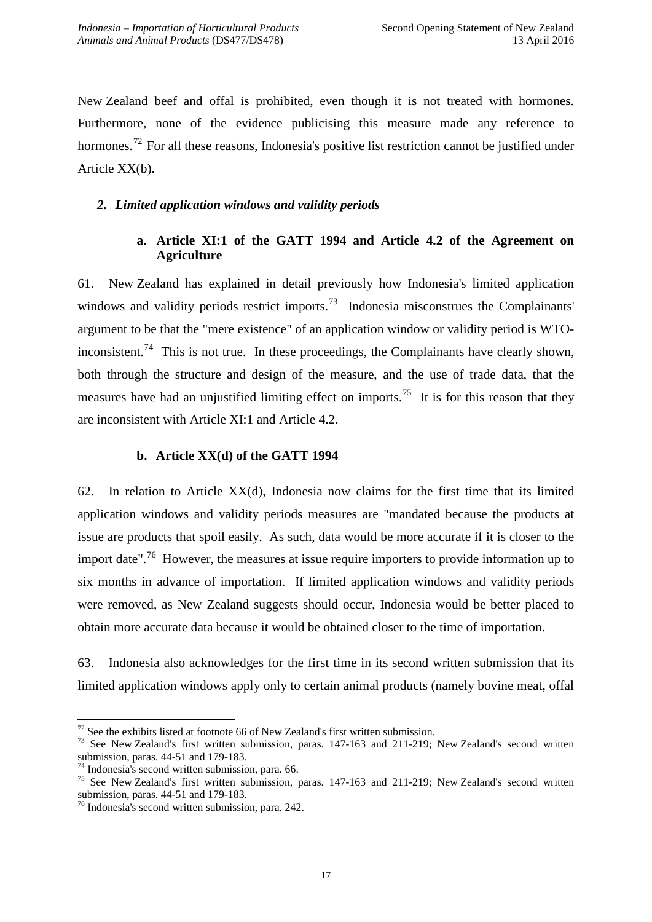New Zealand beef and offal is prohibited, even though it is not treated with hormones. Furthermore, none of the evidence publicising this measure made any reference to hormones.[72] For all these reasons, Indonesia's positive list restriction cannot be justified under Article XX(b).

### *2. Limited application windows and validity periods*

#### a. Article XI:1 of the GATT 1994 and Article 4.2 of the Agreement on Agriculture

61. New Zealand has explained in detail previously how Indonesia's limited application windows and validity periods restrict imports.[73] Indonesia misconstrues the Complainants' argument to be that the "mere existence" of an application window or validity period is WTO-inconsistent.[74] This is not true. In these proceedings, the Complainants have clearly shown, both through the structure and design of the measure, and the use of trade data, that the measures have had an unjustified limiting effect on imports.[75] It is for this reason that they are inconsistent with Article XI:1 and Article 4.2.

#### b. Article XX(d) of the GATT 1994

62. In relation to Article XX(d), Indonesia now claims for the first time that its limited application windows and validity periods measures are "mandated because the products at issue are products that spoil easily. As such, data would be more accurate if it is closer to the import date".[76] However, the measures at issue require importers to provide information up to six months in advance of importation. If limited application windows and validity periods were removed, as New Zealand suggests should occur, Indonesia would be better placed to obtain more accurate data because it would be obtained closer to the time of importation.

63. Indonesia also acknowledges for the first time in its second written submission that its limited application windows apply only to certain animal products (namely bovine meat, offal

---

[72] See the exhibits listed at footnote 66 of New Zealand's first written submission.

[73] See New Zealand's first written submission, paras. 147-163 and 211-219; New Zealand's second written submission, paras. 44-51 and 179-183.

[74] Indonesia's second written submission, para. 66.

[75] See New Zealand's first written submission, paras. 147-163 and 211-219; New Zealand's second written submission, paras. 44-51 and 179-183.

[76] Indonesia's second written submission, para. 242.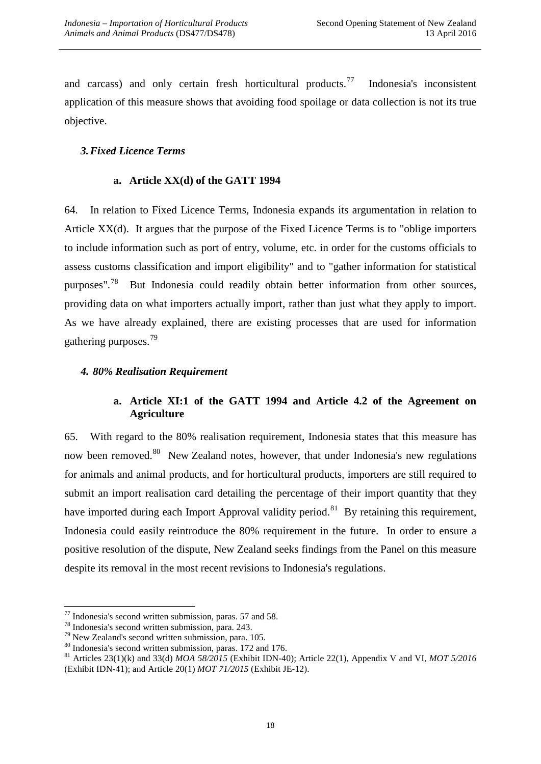and carcass) and only certain fresh horticultural products.[77] Indonesia's inconsistent application of this measure shows that avoiding food spoilage or data collection is not its true objective.

### *3. Fixed Licence Terms*

#### a. Article XX(d) of the GATT 1994

64. In relation to Fixed Licence Terms, Indonesia expands its argumentation in relation to Article XX(d). It argues that the purpose of the Fixed Licence Terms is to "oblige importers to include information such as port of entry, volume, etc. in order for the customs officials to assess customs classification and import eligibility" and to "gather information for statistical purposes".[78] But Indonesia could readily obtain better information from other sources, providing data on what importers actually import, rather than just what they apply to import. As we have already explained, there are existing processes that are used for information gathering purposes.[79]

### *4. 80% Realisation Requirement*

#### a. Article XI:1 of the GATT 1994 and Article 4.2 of the Agreement on Agriculture

65. With regard to the 80% realisation requirement, Indonesia states that this measure has now been removed.[80] New Zealand notes, however, that under Indonesia's new regulations for animals and animal products, and for horticultural products, importers are still required to submit an import realisation card detailing the percentage of their import quantity that they have imported during each Import Approval validity period.[81] By retaining this requirement, Indonesia could easily reintroduce the 80% requirement in the future. In order to ensure a positive resolution of the dispute, New Zealand seeks findings from the Panel on this measure despite its removal in the most recent revisions to Indonesia's regulations.

---

[77] Indonesia's second written submission, paras. 57 and 58.

[78] Indonesia's second written submission, para. 243.

[79] New Zealand's second written submission, para. 105.

[80] Indonesia's second written submission, paras. 172 and 176.

[81] Articles 23(1)(k) and 33(d) *MOA 58/2015* (Exhibit IDN-40); Article 22(1), Appendix V and VI, *MOT 5/2016* (Exhibit IDN-41); and Article 20(1) *MOT 71/2015* (Exhibit JE-12).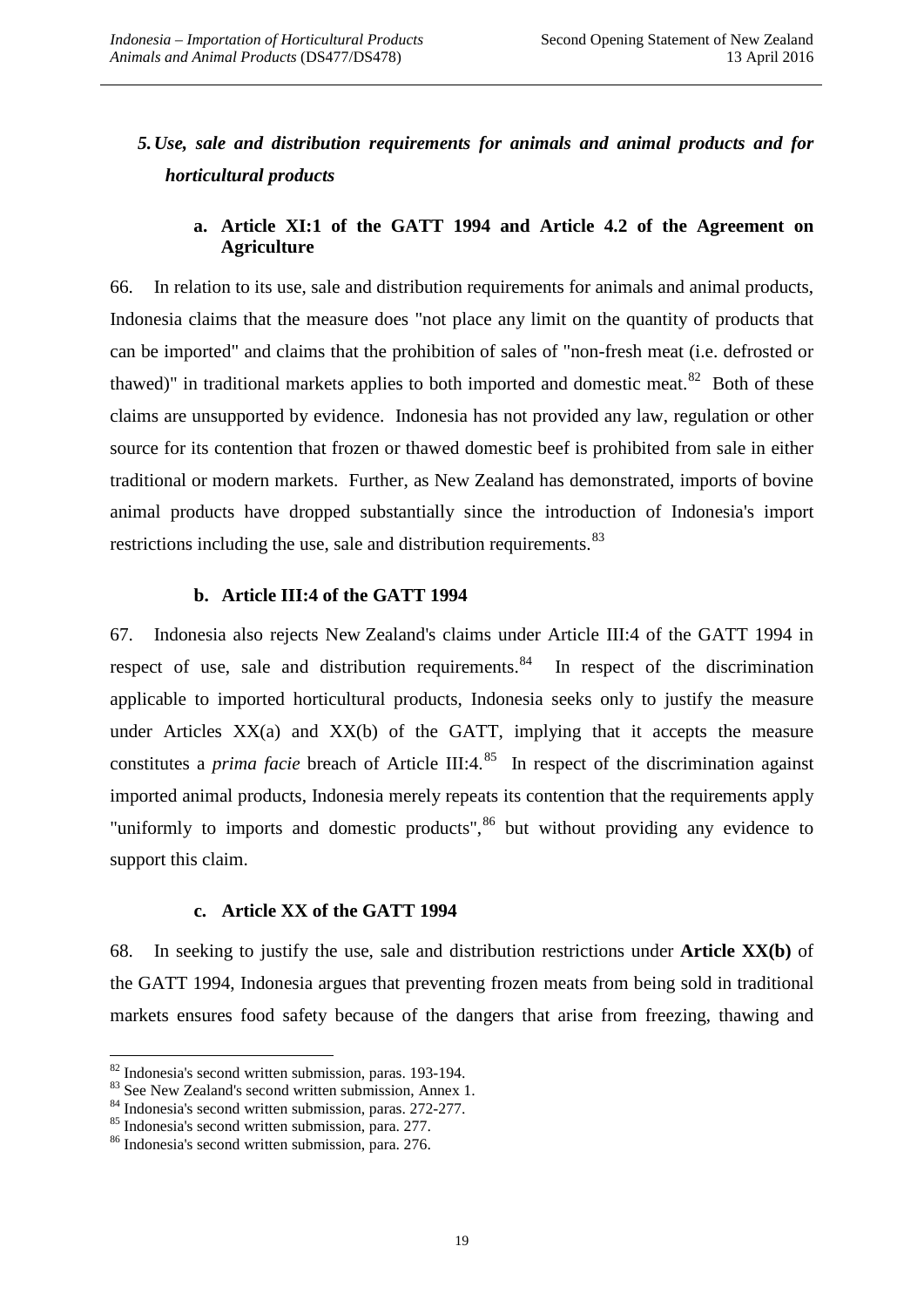## 5. *Use, sale and distribution requirements for animals and animal products and for horticultural products*

### a. Article XI:1 of the GATT 1994 and Article 4.2 of the Agreement on Agriculture

66. In relation to its use, sale and distribution requirements for animals and animal products, Indonesia claims that the measure does "not place any limit on the quantity of products that can be imported" and claims that the prohibition of sales of "non-fresh meat (i.e. defrosted or thawed)" in traditional markets applies to both imported and domestic meat.[82] Both of these claims are unsupported by evidence. Indonesia has not provided any law, regulation or other source for its contention that frozen or thawed domestic beef is prohibited from sale in either traditional or modern markets. Further, as New Zealand has demonstrated, imports of bovine animal products have dropped substantially since the introduction of Indonesia's import restrictions including the use, sale and distribution requirements.[83]

### b. Article III:4 of the GATT 1994

67. Indonesia also rejects New Zealand's claims under Article III:4 of the GATT 1994 in respect of use, sale and distribution requirements.[84] In respect of the discrimination applicable to imported horticultural products, Indonesia seeks only to justify the measure under Articles XX(a) and XX(b) of the GATT, implying that it accepts the measure constitutes a *prima facie* breach of Article III:4.[85] In respect of the discrimination against imported animal products, Indonesia merely repeats its contention that the requirements apply "uniformly to imports and domestic products",[86] but without providing any evidence to support this claim.

### c. Article XX of the GATT 1994

68. In seeking to justify the use, sale and distribution restrictions under **Article XX(b)** of the GATT 1994, Indonesia argues that preventing frozen meats from being sold in traditional markets ensures food safety because of the dangers that arise from freezing, thawing and

---

[82] Indonesia's second written submission, paras. 193-194.
[83] See New Zealand's second written submission, Annex 1.
[84] Indonesia's second written submission, paras. 272-277.
[85] Indonesia's second written submission, para. 277.
[86] Indonesia's second written submission, para. 276.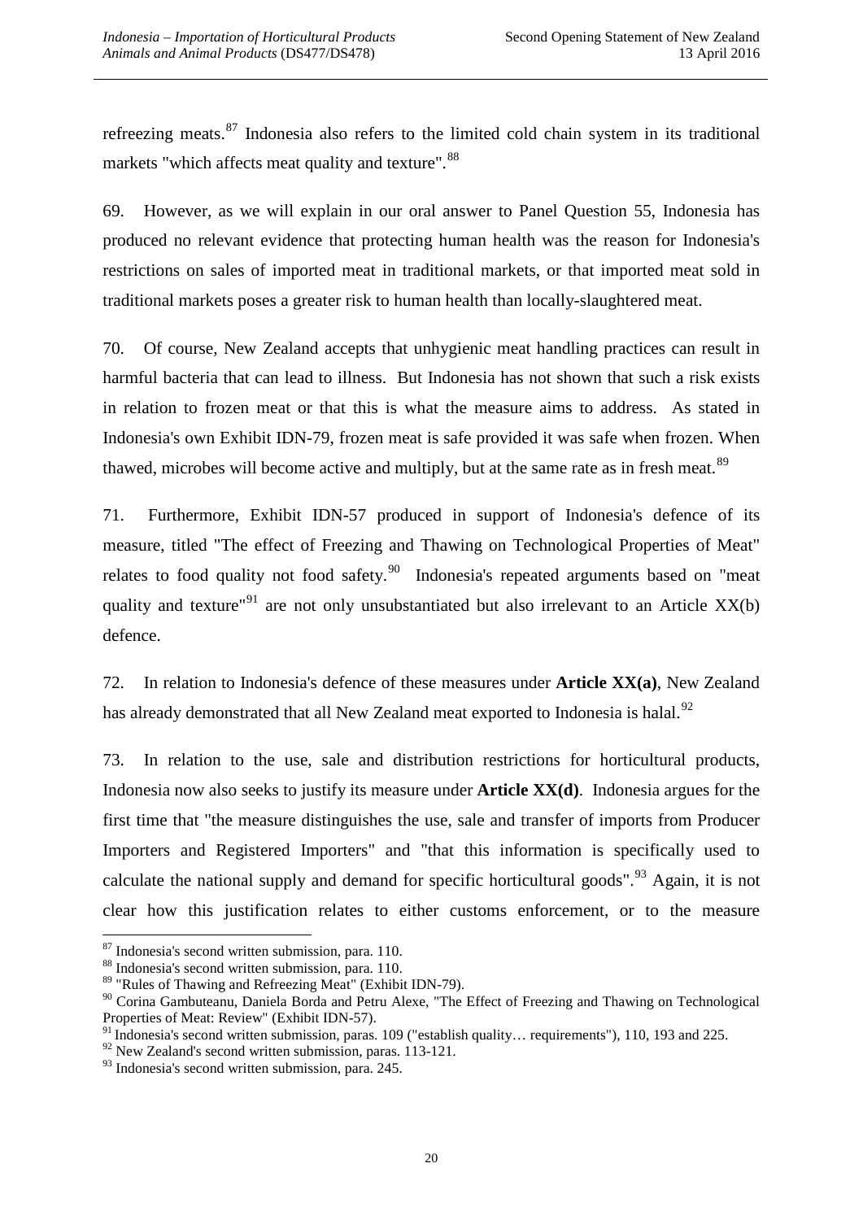refreezing meats.[87] Indonesia also refers to the limited cold chain system in its traditional markets "which affects meat quality and texture".[88]

69. However, as we will explain in our oral answer to Panel Question 55, Indonesia has produced no relevant evidence that protecting human health was the reason for Indonesia's restrictions on sales of imported meat in traditional markets, or that imported meat sold in traditional markets poses a greater risk to human health than locally-slaughtered meat.

70. Of course, New Zealand accepts that unhygienic meat handling practices can result in harmful bacteria that can lead to illness. But Indonesia has not shown that such a risk exists in relation to frozen meat or that this is what the measure aims to address. As stated in Indonesia's own Exhibit IDN-79, frozen meat is safe provided it was safe when frozen. When thawed, microbes will become active and multiply, but at the same rate as in fresh meat.[89]

71. Furthermore, Exhibit IDN-57 produced in support of Indonesia's defence of its measure, titled "The effect of Freezing and Thawing on Technological Properties of Meat" relates to food quality not food safety.[90] Indonesia's repeated arguments based on "meat quality and texture"[91] are not only unsubstantiated but also irrelevant to an Article XX(b) defence.

72. In relation to Indonesia's defence of these measures under **Article XX(a)**, New Zealand has already demonstrated that all New Zealand meat exported to Indonesia is halal.[92]

73. In relation to the use, sale and distribution restrictions for horticultural products, Indonesia now also seeks to justify its measure under **Article XX(d)**. Indonesia argues for the first time that "the measure distinguishes the use, sale and transfer of imports from Producer Importers and Registered Importers" and "that this information is specifically used to calculate the national supply and demand for specific horticultural goods".[93] Again, it is not clear how this justification relates to either customs enforcement, or to the measure

---

[87] Indonesia's second written submission, para. 110.

[88] Indonesia's second written submission, para. 110.

[89] "Rules of Thawing and Refreezing Meat" (Exhibit IDN-79).

[90] Corina Gambuteanu, Daniela Borda and Petru Alexe, "The Effect of Freezing and Thawing on Technological Properties of Meat: Review" (Exhibit IDN-57).

[91] Indonesia's second written submission, paras. 109 ("establish quality… requirements"), 110, 193 and 225.

[92] New Zealand's second written submission, paras. 113-121.

[93] Indonesia's second written submission, para. 245.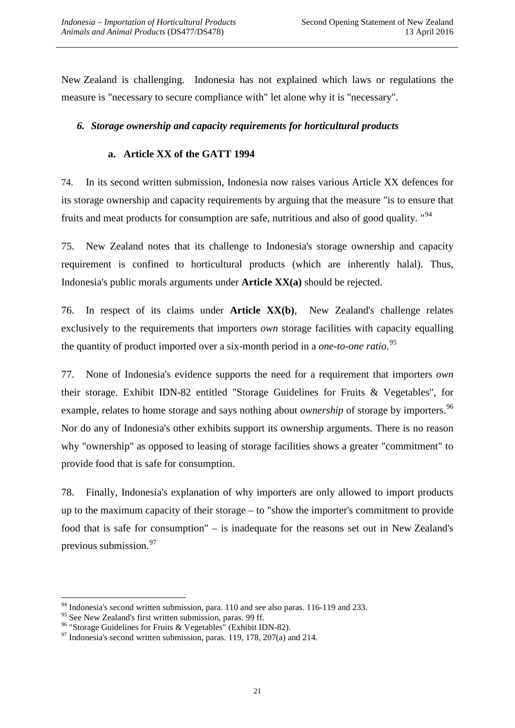New Zealand is challenging. Indonesia has not explained which laws or regulations the measure is "necessary to secure compliance with" let alone why it is "necessary".

### *6. Storage ownership and capacity requirements for horticultural products*

#### a. Article XX of the GATT 1994

74. In its second written submission, Indonesia now raises various Article XX defences for its storage ownership and capacity requirements by arguing that the measure "is to ensure that fruits and meat products for consumption are safe, nutritious and also of good quality. "[94]

75. New Zealand notes that its challenge to Indonesia's storage ownership and capacity requirement is confined to horticultural products (which are inherently halal). Thus, Indonesia's public morals arguments under **Article XX(a)** should be rejected.

76. In respect of its claims under **Article XX(b)**, New Zealand's challenge relates exclusively to the requirements that importers *own* storage facilities with capacity equalling the quantity of product imported over a six-month period in a *one-to-one ratio*.[95]

77. None of Indonesia's evidence supports the need for a requirement that importers *own* their storage. Exhibit IDN-82 entitled "Storage Guidelines for Fruits & Vegetables", for example, relates to home storage and says nothing about *ownership* of storage by importers.[96] Nor do any of Indonesia's other exhibits support its ownership arguments. There is no reason why "ownership" as opposed to leasing of storage facilities shows a greater "commitment" to provide food that is safe for consumption.

78. Finally, Indonesia's explanation of why importers are only allowed to import products up to the maximum capacity of their storage – to "show the importer's commitment to provide food that is safe for consumption" – is inadequate for the reasons set out in New Zealand's previous submission.[97]

---

[94] Indonesia's second written submission, para. 110 and see also paras. 116-119 and 233.

[95] See New Zealand's first written submission, paras. 99 ff.

[96] "Storage Guidelines for Fruits & Vegetables" (Exhibit IDN-82).

[97] Indonesia's second written submission, paras. 119, 178, 207(a) and 214.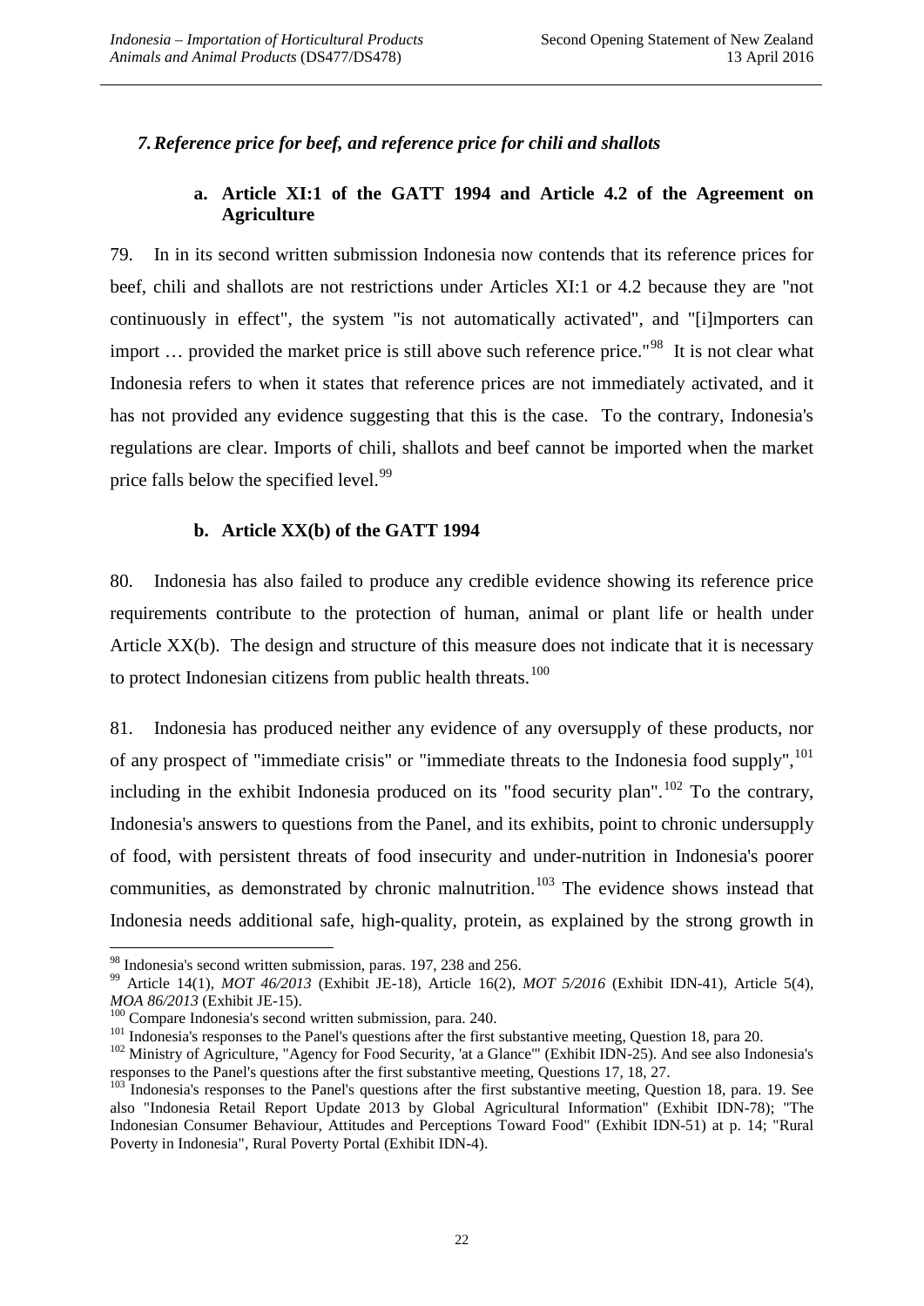### *7. Reference price for beef, and reference price for chili and shallots*

#### a. Article XI:1 of the GATT 1994 and Article 4.2 of the Agreement on Agriculture

79. In in its second written submission Indonesia now contends that its reference prices for beef, chili and shallots are not restrictions under Articles XI:1 or 4.2 because they are "not continuously in effect", the system "is not automatically activated", and "[i]mporters can import … provided the market price is still above such reference price."[98] It is not clear what Indonesia refers to when it states that reference prices are not immediately activated, and it has not provided any evidence suggesting that this is the case. To the contrary, Indonesia's regulations are clear. Imports of chili, shallots and beef cannot be imported when the market price falls below the specified level.[99]

#### b. Article XX(b) of the GATT 1994

80. Indonesia has also failed to produce any credible evidence showing its reference price requirements contribute to the protection of human, animal or plant life or health under Article XX(b). The design and structure of this measure does not indicate that it is necessary to protect Indonesian citizens from public health threats.[100]

81. Indonesia has produced neither any evidence of any oversupply of these products, nor of any prospect of "immediate crisis" or "immediate threats to the Indonesia food supply",[101] including in the exhibit Indonesia produced on its "food security plan".[102] To the contrary, Indonesia's answers to questions from the Panel, and its exhibits, point to chronic undersupply of food, with persistent threats of food insecurity and under-nutrition in Indonesia's poorer communities, as demonstrated by chronic malnutrition.[103] The evidence shows instead that Indonesia needs additional safe, high-quality, protein, as explained by the strong growth in

---

[98] Indonesia's second written submission, paras. 197, 238 and 256.

[99] Article 14(1), *MOT 46/2013* (Exhibit JE-18), Article 16(2), *MOT 5/2016* (Exhibit IDN-41), Article 5(4), *MOA 86/2013* (Exhibit JE-15).

[100] Compare Indonesia's second written submission, para. 240.

[101] Indonesia's responses to the Panel's questions after the first substantive meeting, Question 18, para 20.

[102] Ministry of Agriculture, "Agency for Food Security, 'at a Glance'" (Exhibit IDN-25). And see also Indonesia's responses to the Panel's questions after the first substantive meeting, Questions 17, 18, 27.

[103] Indonesia's responses to the Panel's questions after the first substantive meeting, Question 18, para. 19. See also "Indonesia Retail Report Update 2013 by Global Agricultural Information" (Exhibit IDN-78); "The Indonesian Consumer Behaviour, Attitudes and Perceptions Toward Food" (Exhibit IDN-51) at p. 14; "Rural Poverty in Indonesia", Rural Poverty Portal (Exhibit IDN-4).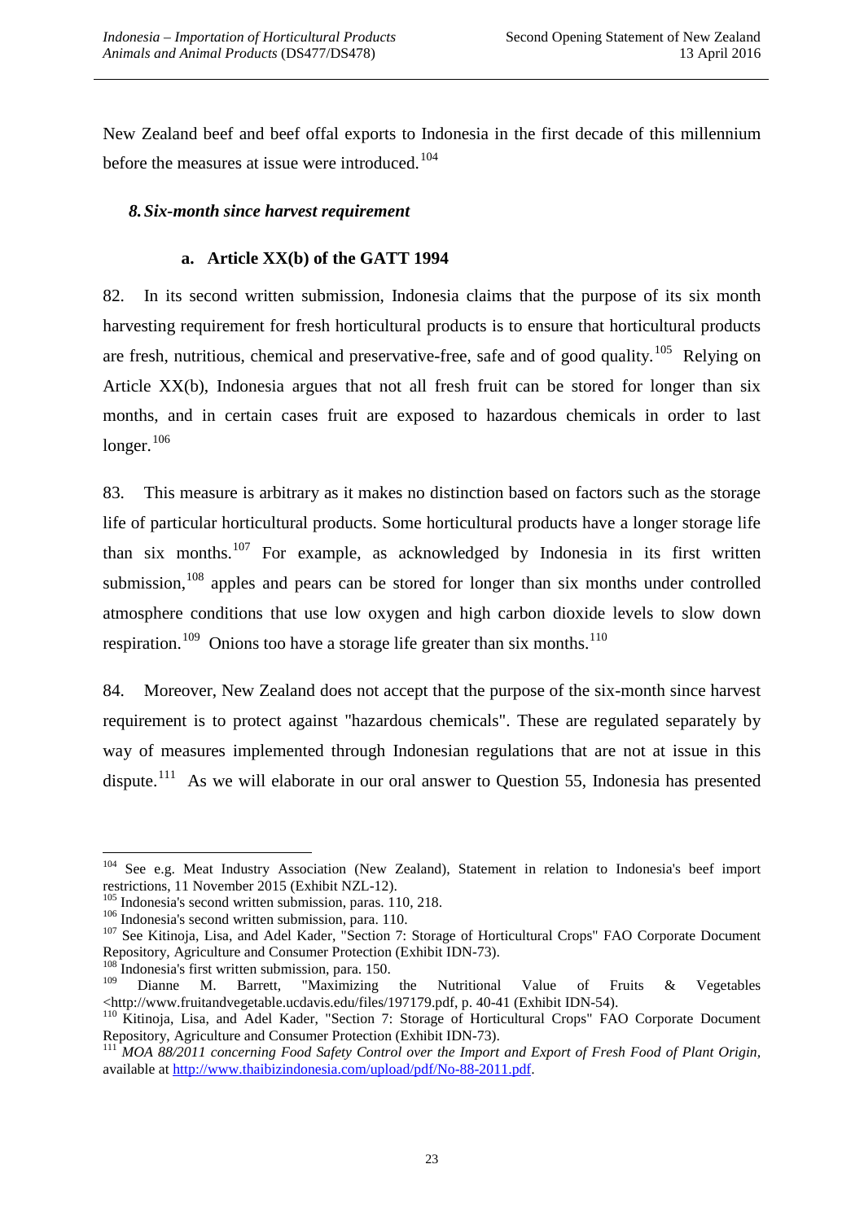New Zealand beef and beef offal exports to Indonesia in the first decade of this millennium before the measures at issue were introduced.[104]

### *8. Six-month since harvest requirement*

#### a. Article XX(b) of the GATT 1994

82. In its second written submission, Indonesia claims that the purpose of its six month harvesting requirement for fresh horticultural products is to ensure that horticultural products are fresh, nutritious, chemical and preservative-free, safe and of good quality.[105] Relying on Article XX(b), Indonesia argues that not all fresh fruit can be stored for longer than six months, and in certain cases fruit are exposed to hazardous chemicals in order to last longer.[106]

83. This measure is arbitrary as it makes no distinction based on factors such as the storage life of particular horticultural products. Some horticultural products have a longer storage life than six months.[107] For example, as acknowledged by Indonesia in its first written submission,[108] apples and pears can be stored for longer than six months under controlled atmosphere conditions that use low oxygen and high carbon dioxide levels to slow down respiration.[109] Onions too have a storage life greater than six months.[110]

84. Moreover, New Zealand does not accept that the purpose of the six-month since harvest requirement is to protect against "hazardous chemicals". These are regulated separately by way of measures implemented through Indonesian regulations that are not at issue in this dispute.[111] As we will elaborate in our oral answer to Question 55, Indonesia has presented

---

[104] See e.g. Meat Industry Association (New Zealand), Statement in relation to Indonesia's beef import restrictions, 11 November 2015 (Exhibit NZL-12).

[105] Indonesia's second written submission, paras. 110, 218.

[106] Indonesia's second written submission, para. 110.

[107] See Kitinoja, Lisa, and Adel Kader, "Section 7: Storage of Horticultural Crops" FAO Corporate Document Repository, Agriculture and Consumer Protection (Exhibit IDN-73).

[108] Indonesia's first written submission, para. 150.

[109] Dianne M. Barrett, "Maximizing the Nutritional Value of Fruits & Vegetables <http://www.fruitandvegetable.ucdavis.edu/files/197179.pdf, p. 40-41 (Exhibit IDN-54).

[110] Kitinoja, Lisa, and Adel Kader, "Section 7: Storage of Horticultural Crops" FAO Corporate Document Repository, Agriculture and Consumer Protection (Exhibit IDN-73).

[111] *MOA 88/2011 concerning Food Safety Control over the Import and Export of Fresh Food of Plant Origin*, available at http://www.thaibizindonesia.com/upload/pdf/No-88-2011.pdf.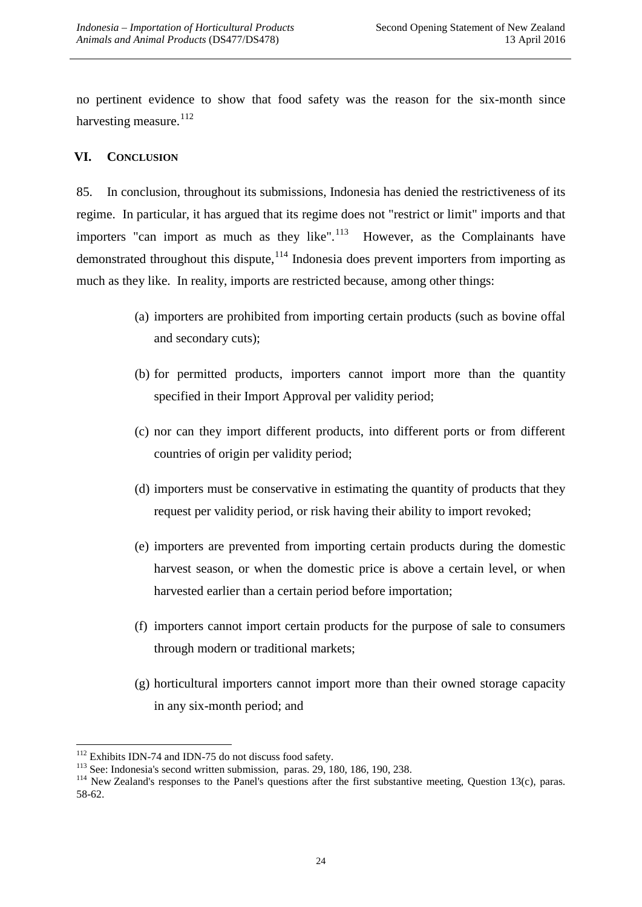no pertinent evidence to show that food safety was the reason for the six-month since harvesting measure.[112]

## VI. CONCLUSION

85. In conclusion, throughout its submissions, Indonesia has denied the restrictiveness of its regime. In particular, it has argued that its regime does not "restrict or limit" imports and that importers "can import as much as they like".[113] However, as the Complainants have demonstrated throughout this dispute,[114] Indonesia does prevent importers from importing as much as they like. In reality, imports are restricted because, among other things:

(a) importers are prohibited from importing certain products (such as bovine offal and secondary cuts);

(b) for permitted products, importers cannot import more than the quantity specified in their Import Approval per validity period;

(c) nor can they import different products, into different ports or from different countries of origin per validity period;

(d) importers must be conservative in estimating the quantity of products that they request per validity period, or risk having their ability to import revoked;

(e) importers are prevented from importing certain products during the domestic harvest season, or when the domestic price is above a certain level, or when harvested earlier than a certain period before importation;

(f) importers cannot import certain products for the purpose of sale to consumers through modern or traditional markets;

(g) horticultural importers cannot import more than their owned storage capacity in any six-month period; and

---

[112] Exhibits IDN-74 and IDN-75 do not discuss food safety.

[113] See: Indonesia's second written submission, paras. 29, 180, 186, 190, 238.

[114] New Zealand's responses to the Panel's questions after the first substantive meeting, Question 13(c), paras. 58-62.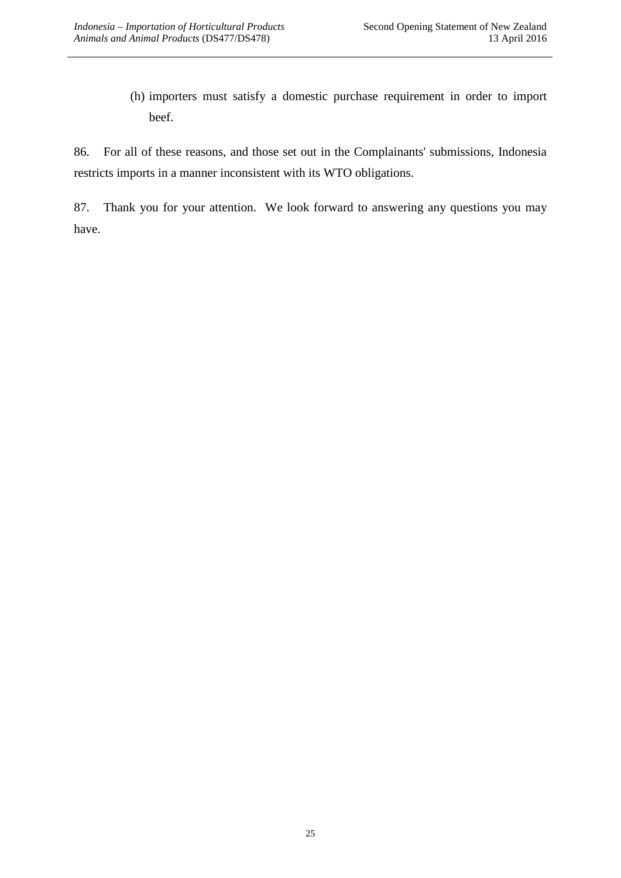(h) importers must satisfy a domestic purchase requirement in order to import beef.

86. For all of these reasons, and those set out in the Complainants' submissions, Indonesia restricts imports in a manner inconsistent with its WTO obligations.

87. Thank you for your attention. We look forward to answering any questions you may have.